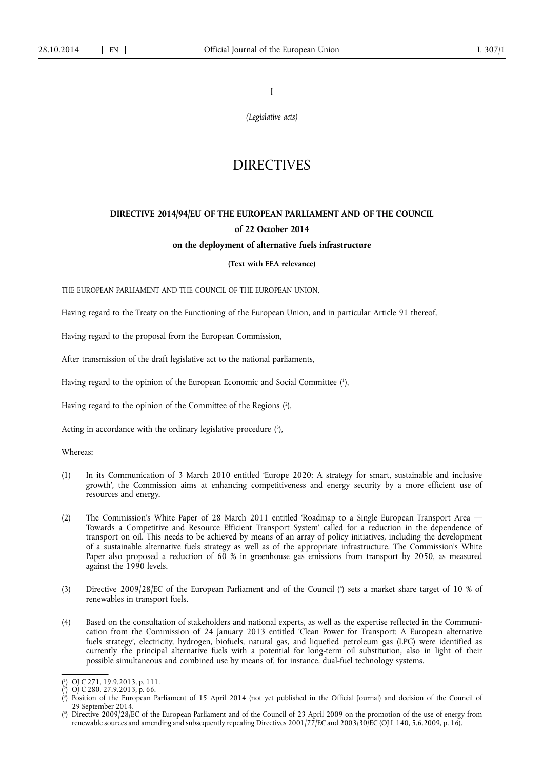I

*(Legislative acts)*

# DIRECTIVES

## DIRECTIVE 2014/94/EU OF THE EUROPEAN PARLIAMENT AND OF THE COUNCIL

**of 22 October 2014**

**on the deployment of alternative fuels infrastructure**

**(Text with EEA relevance)**

THE EUROPEAN PARLIAMENT AND THE COUNCIL OF THE EUROPEAN UNION,

Having regard to the Treaty on the Functioning of the European Union, and in particular Article 91 thereof,

Having regard to the proposal from the European Commission,

After transmission of the draft legislative act to the national parliaments,

Having regard to the opinion of the European Economic and Social Committee ([1]),

Having regard to the opinion of the Committee of the Regions ([2]),

Acting in accordance with the ordinary legislative procedure ([3]),

Whereas:

(1) In its Communication of 3 March 2010 entitled 'Europe 2020: A strategy for smart, sustainable and inclusive growth', the Commission aims at enhancing competitiveness and energy security by a more efficient use of resources and energy.

(2) The Commission's White Paper of 28 March 2011 entitled 'Roadmap to a Single European Transport Area — Towards a Competitive and Resource Efficient Transport System' called for a reduction in the dependence of transport on oil. This needs to be achieved by means of an array of policy initiatives, including the development of a sustainable alternative fuels strategy as well as of the appropriate infrastructure. The Commission's White Paper also proposed a reduction of 60 % in greenhouse gas emissions from transport by 2050, as measured against the 1990 levels.

(3) Directive 2009/28/EC of the European Parliament and of the Council ([4]) sets a market share target of 10 % of renewables in transport fuels.

(4) Based on the consultation of stakeholders and national experts, as well as the expertise reflected in the Communication from the Commission of 24 January 2013 entitled 'Clean Power for Transport: A European alternative fuels strategy', electricity, hydrogen, biofuels, natural gas, and liquefied petroleum gas (LPG) were identified as currently the principal alternative fuels with a potential for long-term oil substitution, also in light of their possible simultaneous and combined use by means of, for instance, dual-fuel technology systems.

---

([1]) OJ C 271, 19.9.2013, p. 111.

([2]) OJ C 280, 27.9.2013, p. 66.

([3]) Position of the European Parliament of 15 April 2014 (not yet published in the Official Journal) and decision of the Council of 29 September 2014.

([4]) Directive 2009/28/EC of the European Parliament and of the Council of 23 April 2009 on the promotion of the use of energy from renewable sources and amending and subsequently repealing Directives 2001/77/EC and 2003/30/EC (OJ L 140, 5.6.2009, p. 16).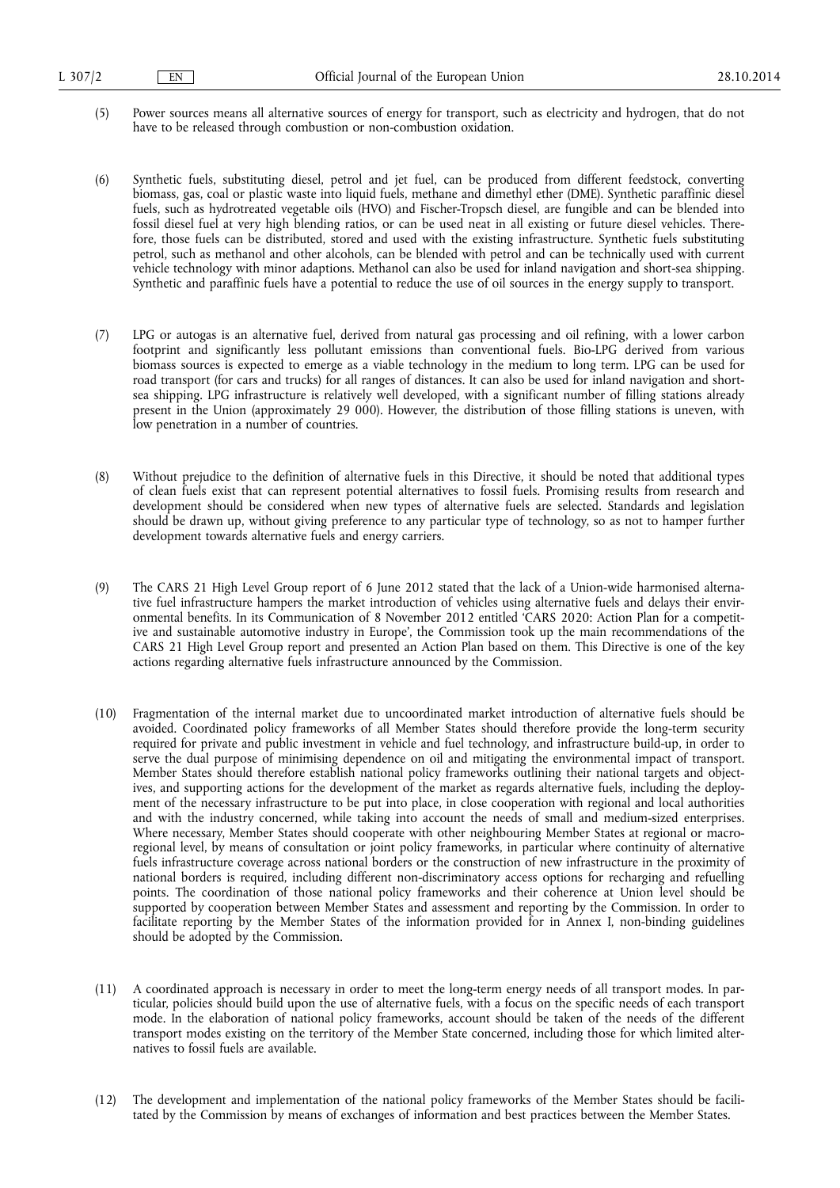(5) Power sources means all alternative sources of energy for transport, such as electricity and hydrogen, that do not have to be released through combustion or non-combustion oxidation.

(6) Synthetic fuels, substituting diesel, petrol and jet fuel, can be produced from different feedstock, converting biomass, gas, coal or plastic waste into liquid fuels, methane and dimethyl ether (DME). Synthetic paraffinic diesel fuels, such as hydrotreated vegetable oils (HVO) and Fischer-Tropsch diesel, are fungible and can be blended into fossil diesel fuel at very high blending ratios, or can be used neat in all existing or future diesel vehicles. Therefore, those fuels can be distributed, stored and used with the existing infrastructure. Synthetic fuels substituting petrol, such as methanol and other alcohols, can be blended with petrol and can be technically used with current vehicle technology with minor adaptions. Methanol can also be used for inland navigation and short-sea shipping. Synthetic and paraffinic fuels have a potential to reduce the use of oil sources in the energy supply to transport.

(7) LPG or autogas is an alternative fuel, derived from natural gas processing and oil refining, with a lower carbon footprint and significantly less pollutant emissions than conventional fuels. Bio-LPG derived from various biomass sources is expected to emerge as a viable technology in the medium to long term. LPG can be used for road transport (for cars and trucks) for all ranges of distances. It can also be used for inland navigation and short-sea shipping. LPG infrastructure is relatively well developed, with a significant number of filling stations already present in the Union (approximately 29 000). However, the distribution of those filling stations is uneven, with low penetration in a number of countries.

(8) Without prejudice to the definition of alternative fuels in this Directive, it should be noted that additional types of clean fuels exist that can represent potential alternatives to fossil fuels. Promising results from research and development should be considered when new types of alternative fuels are selected. Standards and legislation should be drawn up, without giving preference to any particular type of technology, so as not to hamper further development towards alternative fuels and energy carriers.

(9) The CARS 21 High Level Group report of 6 June 2012 stated that the lack of a Union-wide harmonised alternative fuel infrastructure hampers the market introduction of vehicles using alternative fuels and delays their environmental benefits. In its Communication of 8 November 2012 entitled 'CARS 2020: Action Plan for a competitive and sustainable automotive industry in Europe', the Commission took up the main recommendations of the CARS 21 High Level Group report and presented an Action Plan based on them. This Directive is one of the key actions regarding alternative fuels infrastructure announced by the Commission.

(10) Fragmentation of the internal market due to uncoordinated market introduction of alternative fuels should be avoided. Coordinated policy frameworks of all Member States should therefore provide the long-term security required for private and public investment in vehicle and fuel technology, and infrastructure build-up, in order to serve the dual purpose of minimising dependence on oil and mitigating the environmental impact of transport. Member States should therefore establish national policy frameworks outlining their national targets and objectives, and supporting actions for the development of the market as regards alternative fuels, including the deployment of the necessary infrastructure to be put into place, in close cooperation with regional and local authorities and with the industry concerned, while taking into account the needs of small and medium-sized enterprises. Where necessary, Member States should cooperate with other neighbouring Member States at regional or macro-regional level, by means of consultation or joint policy frameworks, in particular where continuity of alternative fuels infrastructure coverage across national borders or the construction of new infrastructure in the proximity of national borders is required, including different non-discriminatory access options for recharging and refuelling points. The coordination of those national policy frameworks and their coherence at Union level should be supported by cooperation between Member States and assessment and reporting by the Commission. In order to facilitate reporting by the Member States of the information provided for in Annex I, non-binding guidelines should be adopted by the Commission.

(11) A coordinated approach is necessary in order to meet the long-term energy needs of all transport modes. In particular, policies should build upon the use of alternative fuels, with a focus on the specific needs of each transport mode. In the elaboration of national policy frameworks, account should be taken of the needs of the different transport modes existing on the territory of the Member State concerned, including those for which limited alternatives to fossil fuels are available.

(12) The development and implementation of the national policy frameworks of the Member States should be facilitated by the Commission by means of exchanges of information and best practices between the Member States.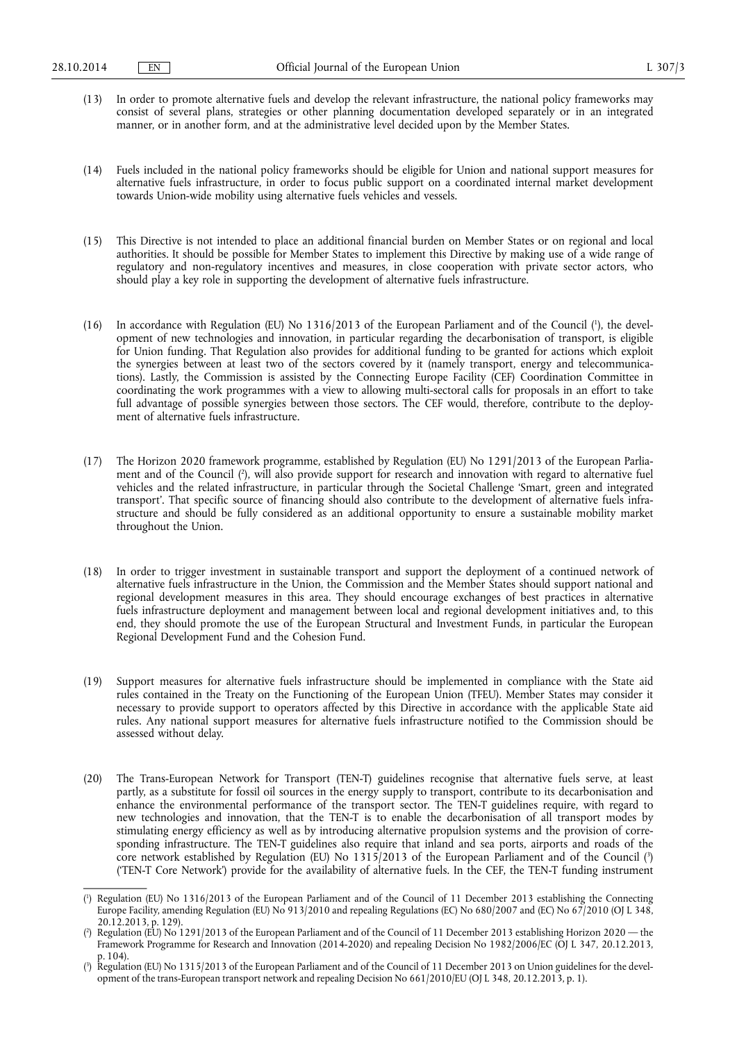(13) In order to promote alternative fuels and develop the relevant infrastructure, the national policy frameworks may consist of several plans, strategies or other planning documentation developed separately or in an integrated manner, or in another form, and at the administrative level decided upon by the Member States.

(14) Fuels included in the national policy frameworks should be eligible for Union and national support measures for alternative fuels infrastructure, in order to focus public support on a coordinated internal market development towards Union-wide mobility using alternative fuels vehicles and vessels.

(15) This Directive is not intended to place an additional financial burden on Member States or on regional and local authorities. It should be possible for Member States to implement this Directive by making use of a wide range of regulatory and non-regulatory incentives and measures, in close cooperation with private sector actors, who should play a key role in supporting the development of alternative fuels infrastructure.

(16) In accordance with Regulation (EU) No 1316/2013 of the European Parliament and of the Council [1], the development of new technologies and innovation, in particular regarding the decarbonisation of transport, is eligible for Union funding. That Regulation also provides for additional funding to be granted for actions which exploit the synergies between at least two of the sectors covered by it (namely transport, energy and telecommunications). Lastly, the Commission is assisted by the Connecting Europe Facility (CEF) Coordination Committee in coordinating the work programmes with a view to allowing multi-sectoral calls for proposals in an effort to take full advantage of possible synergies between those sectors. The CEF would, therefore, contribute to the deployment of alternative fuels infrastructure.

(17) The Horizon 2020 framework programme, established by Regulation (EU) No 1291/2013 of the European Parliament and of the Council [2], will also provide support for research and innovation with regard to alternative fuel vehicles and the related infrastructure, in particular through the Societal Challenge 'Smart, green and integrated transport'. That specific source of financing should also contribute to the development of alternative fuels infrastructure and should be fully considered as an additional opportunity to ensure a sustainable mobility market throughout the Union.

(18) In order to trigger investment in sustainable transport and support the deployment of a continued network of alternative fuels infrastructure in the Union, the Commission and the Member States should support national and regional development measures in this area. They should encourage exchanges of best practices in alternative fuels infrastructure deployment and management between local and regional development initiatives and, to this end, they should promote the use of the European Structural and Investment Funds, in particular the European Regional Development Fund and the Cohesion Fund.

(19) Support measures for alternative fuels infrastructure should be implemented in compliance with the State aid rules contained in the Treaty on the Functioning of the European Union (TFEU). Member States may consider it necessary to provide support to operators affected by this Directive in accordance with the applicable State aid rules. Any national support measures for alternative fuels infrastructure notified to the Commission should be assessed without delay.

(20) The Trans-European Network for Transport (TEN-T) guidelines recognise that alternative fuels serve, at least partly, as a substitute for fossil oil sources in the energy supply to transport, contribute to its decarbonisation and enhance the environmental performance of the transport sector. The TEN-T guidelines require, with regard to new technologies and innovation, that the TEN-T is to enable the decarbonisation of all transport modes by stimulating energy efficiency as well as by introducing alternative propulsion systems and the provision of corresponding infrastructure. The TEN-T guidelines also require that inland and sea ports, airports and roads of the core network established by Regulation (EU) No 1315/2013 of the European Parliament and of the Council [3] ('TEN-T Core Network') provide for the availability of alternative fuels. In the CEF, the TEN-T funding instrument

---

[1] Regulation (EU) No 1316/2013 of the European Parliament and of the Council of 11 December 2013 establishing the Connecting Europe Facility, amending Regulation (EU) No 913/2010 and repealing Regulations (EC) No 680/2007 and (EC) No 67/2010 (OJ L 348, 20.12.2013, p. 129).

[2] Regulation (EU) No 1291/2013 of the European Parliament and of the Council of 11 December 2013 establishing Horizon 2020 — the Framework Programme for Research and Innovation (2014-2020) and repealing Decision No 1982/2006/EC (OJ L 347, 20.12.2013, p. 104).

[3] Regulation (EU) No 1315/2013 of the European Parliament and of the Council of 11 December 2013 on Union guidelines for the development of the trans-European transport network and repealing Decision No 661/2010/EU (OJ L 348, 20.12.2013, p. 1).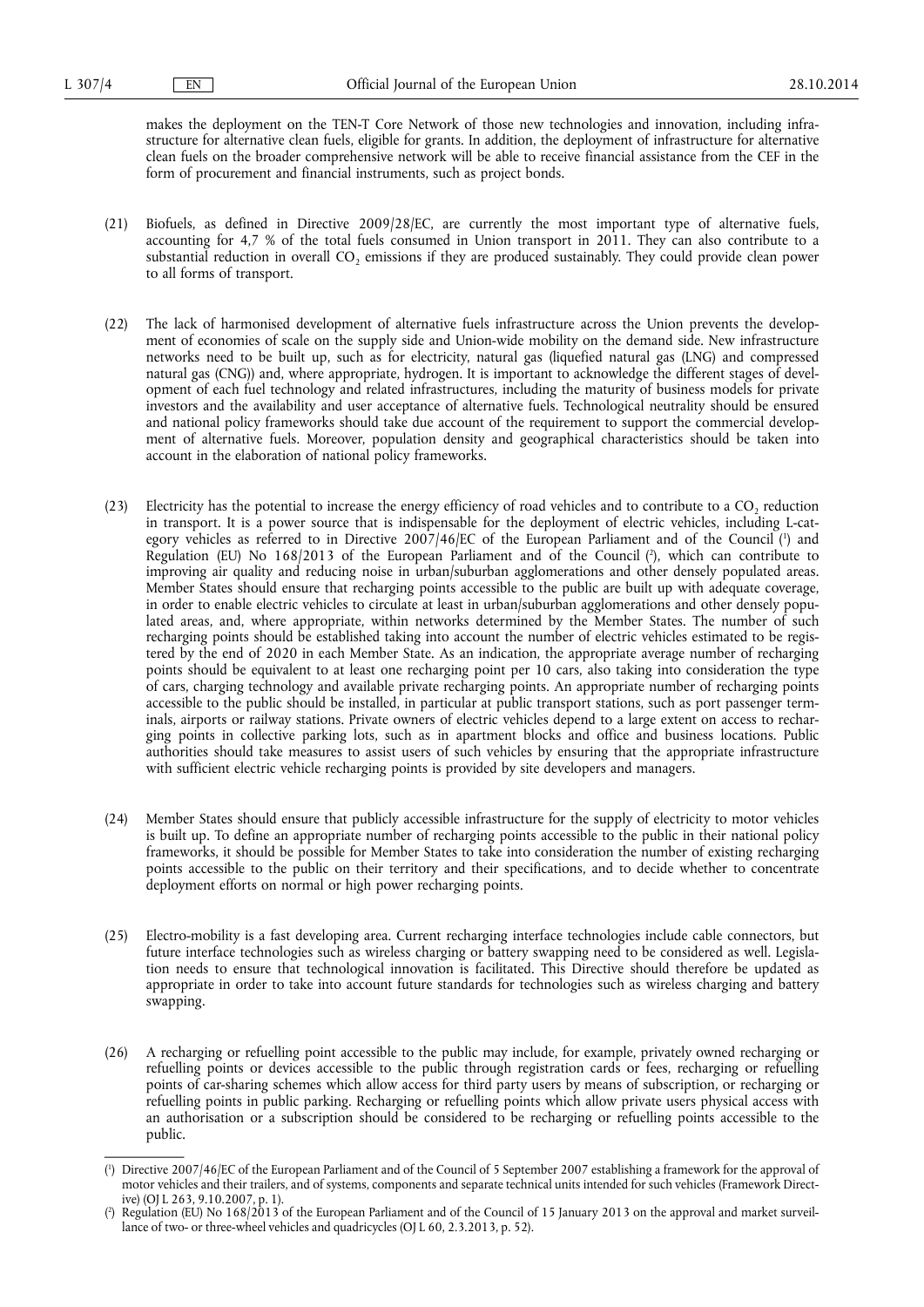makes the deployment on the TEN-T Core Network of those new technologies and innovation, including infrastructure for alternative clean fuels, eligible for grants. In addition, the deployment of infrastructure for alternative clean fuels on the broader comprehensive network will be able to receive financial assistance from the CEF in the form of procurement and financial instruments, such as project bonds.

(21) Biofuels, as defined in Directive 2009/28/EC, are currently the most important type of alternative fuels, accounting for 4,7 % of the total fuels consumed in Union transport in 2011. They can also contribute to a substantial reduction in overall $CO_2$ emissions if they are produced sustainably. They could provide clean power to all forms of transport.

(22) The lack of harmonised development of alternative fuels infrastructure across the Union prevents the development of economies of scale on the supply side and Union-wide mobility on the demand side. New infrastructure networks need to be built up, such as for electricity, natural gas (liquefied natural gas (LNG) and compressed natural gas (CNG)) and, where appropriate, hydrogen. It is important to acknowledge the different stages of development of each fuel technology and related infrastructures, including the maturity of business models for private investors and the availability and user acceptance of alternative fuels. Technological neutrality should be ensured and national policy frameworks should take due account of the requirement to support the commercial development of alternative fuels. Moreover, population density and geographical characteristics should be taken into account in the elaboration of national policy frameworks.

(23) Electricity has the potential to increase the energy efficiency of road vehicles and to contribute to a $CO_2$ reduction in transport. It is a power source that is indispensable for the deployment of electric vehicles, including L-category vehicles as referred to in Directive 2007/46/EC of the European Parliament and of the Council [1] and Regulation (EU) No 168/2013 of the European Parliament and of the Council [2], which can contribute to improving air quality and reducing noise in urban/suburban agglomerations and other densely populated areas. Member States should ensure that recharging points accessible to the public are built up with adequate coverage, in order to enable electric vehicles to circulate at least in urban/suburban agglomerations and other densely populated areas, and, where appropriate, within networks determined by the Member States. The number of such recharging points should be established taking into account the number of electric vehicles estimated to be registered by the end of 2020 in each Member State. As an indication, the appropriate average number of recharging points should be equivalent to at least one recharging point per 10 cars, also taking into consideration the type of cars, charging technology and available private recharging points. An appropriate number of recharging points accessible to the public should be installed, in particular at public transport stations, such as port passenger terminals, airports or railway stations. Private owners of electric vehicles depend to a large extent on access to recharging points in collective parking lots, such as in apartment blocks and office and business locations. Public authorities should take measures to assist users of such vehicles by ensuring that the appropriate infrastructure with sufficient electric vehicle recharging points is provided by site developers and managers.

(24) Member States should ensure that publicly accessible infrastructure for the supply of electricity to motor vehicles is built up. To define an appropriate number of recharging points accessible to the public in their national policy frameworks, it should be possible for Member States to take into consideration the number of existing recharging points accessible to the public on their territory and their specifications, and to decide whether to concentrate deployment efforts on normal or high power recharging points.

(25) Electro-mobility is a fast developing area. Current recharging interface technologies include cable connectors, but future interface technologies such as wireless charging or battery swapping need to be considered as well. Legislation needs to ensure that technological innovation is facilitated. This Directive should therefore be updated as appropriate in order to take into account future standards for technologies such as wireless charging and battery swapping.

(26) A recharging or refuelling point accessible to the public may include, for example, privately owned recharging or refuelling points or devices accessible to the public through registration cards or fees, recharging or refuelling points of car-sharing schemes which allow access for third party users by means of subscription, or recharging or refuelling points in public parking. Recharging or refuelling points which allow private users physical access with an authorisation or a subscription should be considered to be recharging or refuelling points accessible to the public.

---

[1] Directive 2007/46/EC of the European Parliament and of the Council of 5 September 2007 establishing a framework for the approval of motor vehicles and their trailers, and of systems, components and separate technical units intended for such vehicles (Framework Directive) (OJ L 263, 9.10.2007, p. 1).

[2] Regulation (EU) No 168/2013 of the European Parliament and of the Council of 15 January 2013 on the approval and market surveillance of two- or three-wheel vehicles and quadricycles (OJ L 60, 2.3.2013, p. 52).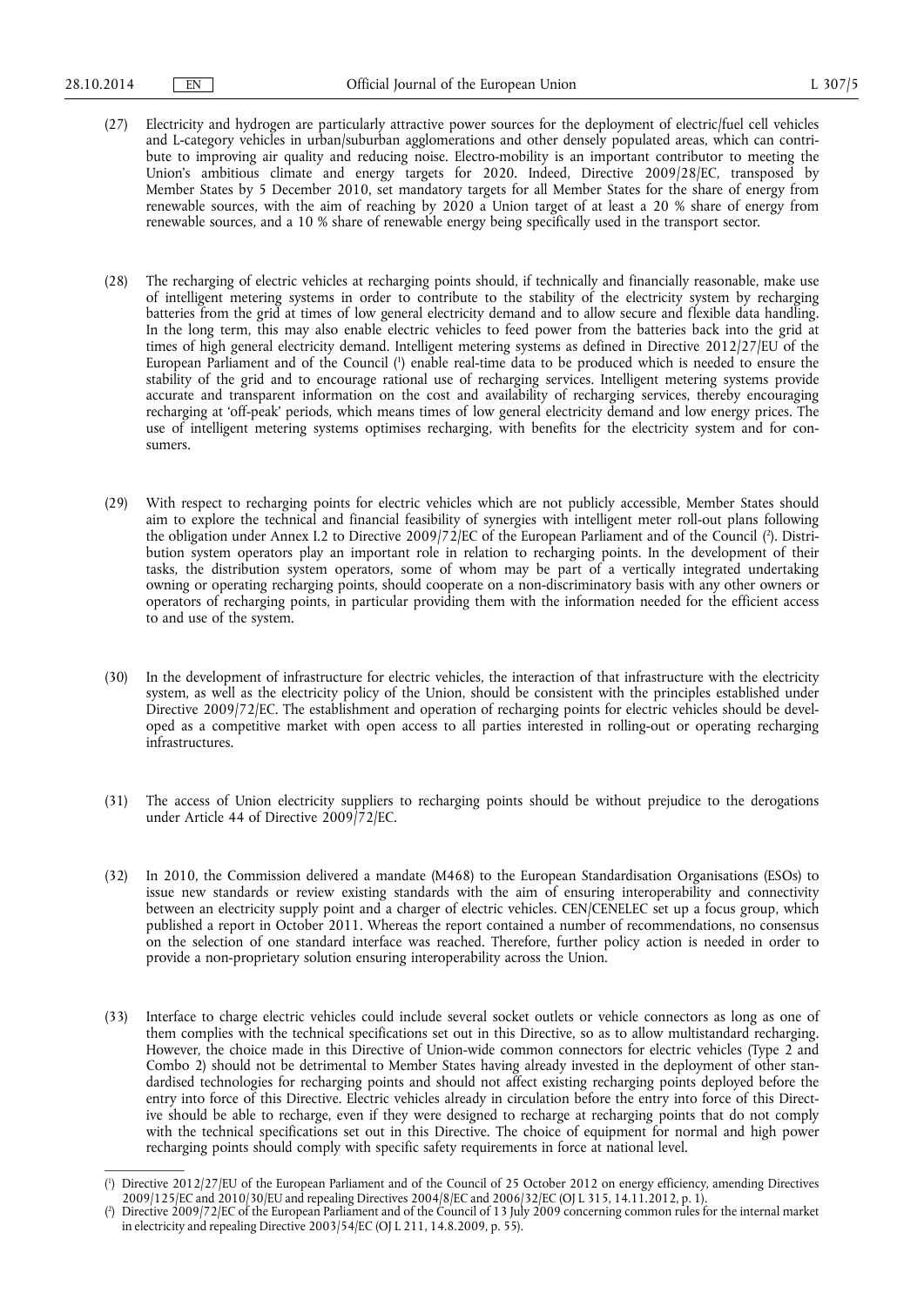(27) Electricity and hydrogen are particularly attractive power sources for the deployment of electric/fuel cell vehicles and L-category vehicles in urban/suburban agglomerations and other densely populated areas, which can contribute to improving air quality and reducing noise. Electro-mobility is an important contributor to meeting the Union's ambitious climate and energy targets for 2020. Indeed, Directive 2009/28/EC, transposed by Member States by 5 December 2010, set mandatory targets for all Member States for the share of energy from renewable sources, with the aim of reaching by 2020 a Union target of at least a 20 % share of energy from renewable sources, and a 10 % share of renewable energy being specifically used in the transport sector.

(28) The recharging of electric vehicles at recharging points should, if technically and financially reasonable, make use of intelligent metering systems in order to contribute to the stability of the electricity system by recharging batteries from the grid at times of low general electricity demand and to allow secure and flexible data handling. In the long term, this may also enable electric vehicles to feed power from the batteries back into the grid at times of high general electricity demand. Intelligent metering systems as defined in Directive 2012/27/EU of the European Parliament and of the Council [1] enable real-time data to be produced which is needed to ensure the stability of the grid and to encourage rational use of recharging services. Intelligent metering systems provide accurate and transparent information on the cost and availability of recharging services, thereby encouraging recharging at 'off-peak' periods, which means times of low general electricity demand and low energy prices. The use of intelligent metering systems optimises recharging, with benefits for the electricity system and for consumers.

(29) With respect to recharging points for electric vehicles which are not publicly accessible, Member States should aim to explore the technical and financial feasibility of synergies with intelligent meter roll-out plans following the obligation under Annex I.2 to Directive 2009/72/EC of the European Parliament and of the Council [2]. Distribution system operators play an important role in relation to recharging points. In the development of their tasks, the distribution system operators, some of whom may be part of a vertically integrated undertaking owning or operating recharging points, should cooperate on a non-discriminatory basis with any other owners or operators of recharging points, in particular providing them with the information needed for the efficient access to and use of the system.

(30) In the development of infrastructure for electric vehicles, the interaction of that infrastructure with the electricity system, as well as the electricity policy of the Union, should be consistent with the principles established under Directive 2009/72/EC. The establishment and operation of recharging points for electric vehicles should be developed as a competitive market with open access to all parties interested in rolling-out or operating recharging infrastructures.

(31) The access of Union electricity suppliers to recharging points should be without prejudice to the derogations under Article 44 of Directive 2009/72/EC.

(32) In 2010, the Commission delivered a mandate (M468) to the European Standardisation Organisations (ESOs) to issue new standards or review existing standards with the aim of ensuring interoperability and connectivity between an electricity supply point and a charger of electric vehicles. CEN/CENELEC set up a focus group, which published a report in October 2011. Whereas the report contained a number of recommendations, no consensus on the selection of one standard interface was reached. Therefore, further policy action is needed in order to provide a non-proprietary solution ensuring interoperability across the Union.

(33) Interface to charge electric vehicles could include several socket outlets or vehicle connectors as long as one of them complies with the technical specifications set out in this Directive, so as to allow multistandard recharging. However, the choice made in this Directive of Union-wide common connectors for electric vehicles (Type 2 and Combo 2) should not be detrimental to Member States having already invested in the deployment of other standardised technologies for recharging points and should not affect existing recharging points deployed before the entry into force of this Directive. Electric vehicles already in circulation before the entry into force of this Directive should be able to recharge, even if they were designed to recharge at recharging points that do not comply with the technical specifications set out in this Directive. The choice of equipment for normal and high power recharging points should comply with specific safety requirements in force at national level.

---

[1] Directive 2012/27/EU of the European Parliament and of the Council of 25 October 2012 on energy efficiency, amending Directives 2009/125/EC and 2010/30/EU and repealing Directives 2004/8/EC and 2006/32/EC (OJ L 315, 14.11.2012, p. 1).

[2] Directive 2009/72/EC of the European Parliament and of the Council of 13 July 2009 concerning common rules for the internal market in electricity and repealing Directive 2003/54/EC (OJ L 211, 14.8.2009, p. 55).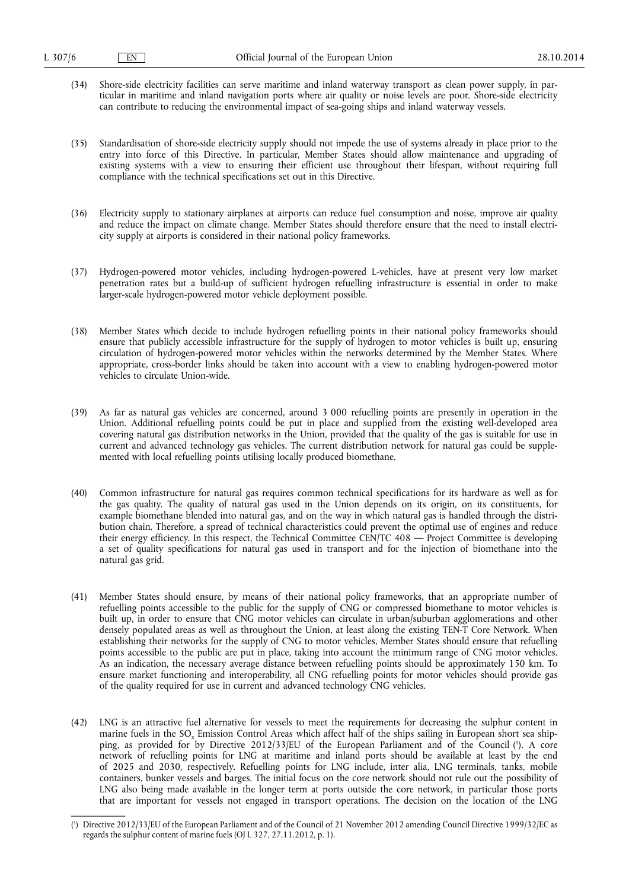(34) Shore-side electricity facilities can serve maritime and inland waterway transport as clean power supply, in particular in maritime and inland navigation ports where air quality or noise levels are poor. Shore-side electricity can contribute to reducing the environmental impact of sea-going ships and inland waterway vessels.

(35) Standardisation of shore-side electricity supply should not impede the use of systems already in place prior to the entry into force of this Directive. In particular, Member States should allow maintenance and upgrading of existing systems with a view to ensuring their efficient use throughout their lifespan, without requiring full compliance with the technical specifications set out in this Directive.

(36) Electricity supply to stationary airplanes at airports can reduce fuel consumption and noise, improve air quality and reduce the impact on climate change. Member States should therefore ensure that the need to install electricity supply at airports is considered in their national policy frameworks.

(37) Hydrogen-powered motor vehicles, including hydrogen-powered L-vehicles, have at present very low market penetration rates but a build-up of sufficient hydrogen refuelling infrastructure is essential in order to make larger-scale hydrogen-powered motor vehicle deployment possible.

(38) Member States which decide to include hydrogen refuelling points in their national policy frameworks should ensure that publicly accessible infrastructure for the supply of hydrogen to motor vehicles is built up, ensuring circulation of hydrogen-powered motor vehicles within the networks determined by the Member States. Where appropriate, cross-border links should be taken into account with a view to enabling hydrogen-powered motor vehicles to circulate Union-wide.

(39) As far as natural gas vehicles are concerned, around 3 000 refuelling points are presently in operation in the Union. Additional refuelling points could be put in place and supplied from the existing well-developed area covering natural gas distribution networks in the Union, provided that the quality of the gas is suitable for use in current and advanced technology gas vehicles. The current distribution network for natural gas could be supplemented with local refuelling points utilising locally produced biomethane.

(40) Common infrastructure for natural gas requires common technical specifications for its hardware as well as for the gas quality. The quality of natural gas used in the Union depends on its origin, on its constituents, for example biomethane blended into natural gas, and on the way in which natural gas is handled through the distribution chain. Therefore, a spread of technical characteristics could prevent the optimal use of engines and reduce their energy efficiency. In this respect, the Technical Committee CEN/TC 408 — Project Committee is developing a set of quality specifications for natural gas used in transport and for the injection of biomethane into the natural gas grid.

(41) Member States should ensure, by means of their national policy frameworks, that an appropriate number of refuelling points accessible to the public for the supply of CNG or compressed biomethane to motor vehicles is built up, in order to ensure that CNG motor vehicles can circulate in urban/suburban agglomerations and other densely populated areas as well as throughout the Union, at least along the existing TEN-T Core Network. When establishing their networks for the supply of CNG to motor vehicles, Member States should ensure that refuelling points accessible to the public are put in place, taking into account the minimum range of CNG motor vehicles. As an indication, the necessary average distance between refuelling points should be approximately 150 km. To ensure market functioning and interoperability, all CNG refuelling points for motor vehicles should provide gas of the quality required for use in current and advanced technology CNG vehicles.

(42) LNG is an attractive fuel alternative for vessels to meet the requirements for decreasing the sulphur content in marine fuels in the $SO_x$ Emission Control Areas which affect half of the ships sailing in European short sea shipping, as provided for by Directive 2012/33/EU of the European Parliament and of the Council [1]. A core network of refuelling points for LNG at maritime and inland ports should be available at least by the end of 2025 and 2030, respectively. Refuelling points for LNG include, inter alia, LNG terminals, tanks, mobile containers, bunker vessels and barges. The initial focus on the core network should not rule out the possibility of LNG also being made available in the longer term at ports outside the core network, in particular those ports that are important for vessels not engaged in transport operations. The decision on the location of the LNG

[1] Directive 2012/33/EU of the European Parliament and of the Council of 21 November 2012 amending Council Directive 1999/32/EC as regards the sulphur content of marine fuels (OJ L 327, 27.11.2012, p. 1).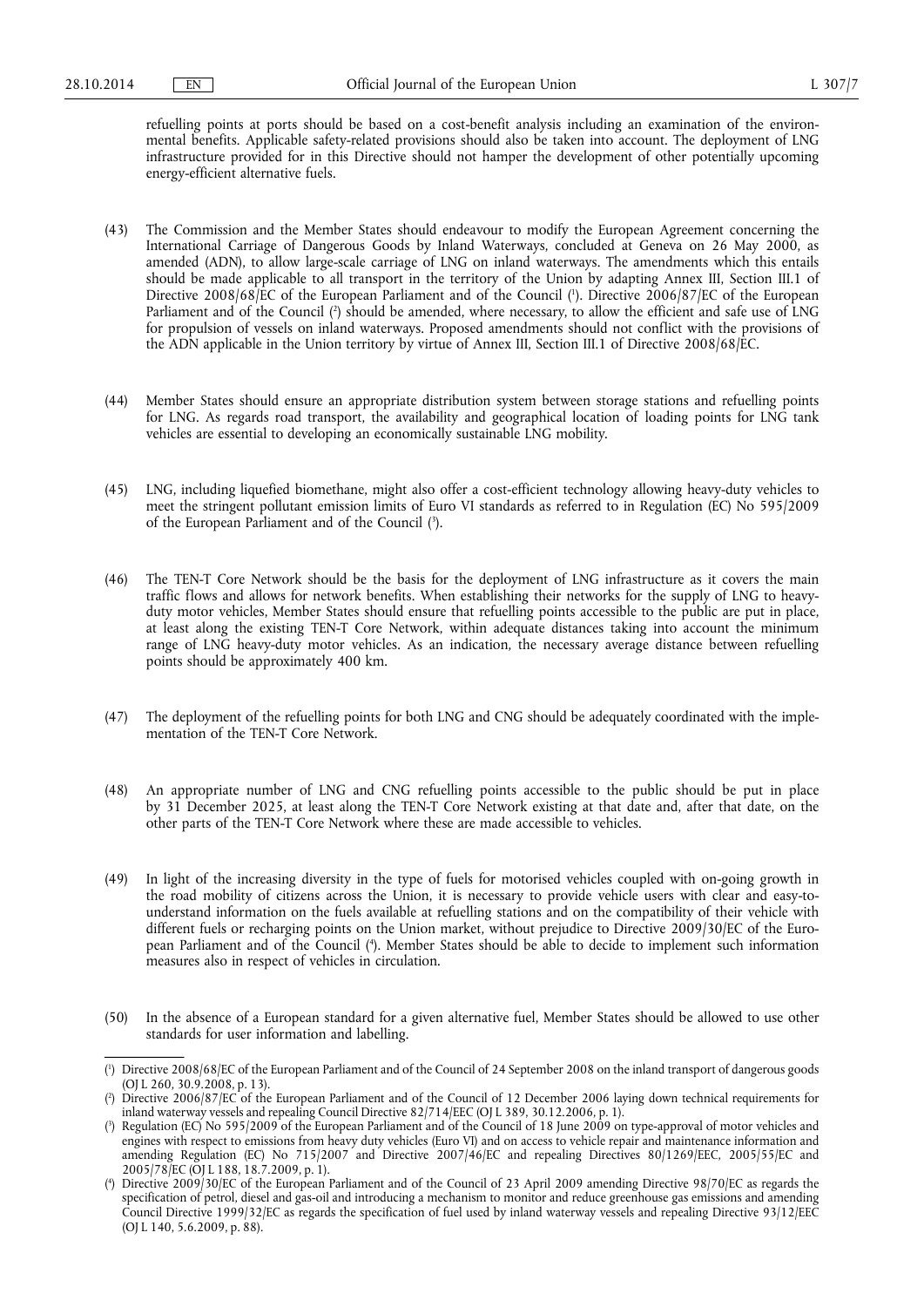refuelling points at ports should be based on a cost-benefit analysis including an examination of the environmental benefits. Applicable safety-related provisions should also be taken into account. The deployment of LNG infrastructure provided for in this Directive should not hamper the development of other potentially upcoming energy-efficient alternative fuels.

(43) The Commission and the Member States should endeavour to modify the European Agreement concerning the International Carriage of Dangerous Goods by Inland Waterways, concluded at Geneva on 26 May 2000, as amended (ADN), to allow large-scale carriage of LNG on inland waterways. The amendments which this entails should be made applicable to all transport in the territory of the Union by adapting Annex III, Section III.1 of Directive 2008/68/EC of the European Parliament and of the Council [1]. Directive 2006/87/EC of the European Parliament and of the Council [2] should be amended, where necessary, to allow the efficient and safe use of LNG for propulsion of vessels on inland waterways. Proposed amendments should not conflict with the provisions of the ADN applicable in the Union territory by virtue of Annex III, Section III.1 of Directive 2008/68/EC.

(44) Member States should ensure an appropriate distribution system between storage stations and refuelling points for LNG. As regards road transport, the availability and geographical location of loading points for LNG tank vehicles are essential to developing an economically sustainable LNG mobility.

(45) LNG, including liquefied biomethane, might also offer a cost-efficient technology allowing heavy-duty vehicles to meet the stringent pollutant emission limits of Euro VI standards as referred to in Regulation (EC) No 595/2009 of the European Parliament and of the Council [3].

(46) The TEN-T Core Network should be the basis for the deployment of LNG infrastructure as it covers the main traffic flows and allows for network benefits. When establishing their networks for the supply of LNG to heavy-duty motor vehicles, Member States should ensure that refuelling points accessible to the public are put in place, at least along the existing TEN-T Core Network, within adequate distances taking into account the minimum range of LNG heavy-duty motor vehicles. As an indication, the necessary average distance between refuelling points should be approximately 400 km.

(47) The deployment of the refuelling points for both LNG and CNG should be adequately coordinated with the implementation of the TEN-T Core Network.

(48) An appropriate number of LNG and CNG refuelling points accessible to the public should be put in place by 31 December 2025, at least along the TEN-T Core Network existing at that date and, after that date, on the other parts of the TEN-T Core Network where these are made accessible to vehicles.

(49) In light of the increasing diversity in the type of fuels for motorised vehicles coupled with on-going growth in the road mobility of citizens across the Union, it is necessary to provide vehicle users with clear and easy-to-understand information on the fuels available at refuelling stations and on the compatibility of their vehicle with different fuels or recharging points on the Union market, without prejudice to Directive 2009/30/EC of the European Parliament and of the Council [4]. Member States should be able to decide to implement such information measures also in respect of vehicles in circulation.

(50) In the absence of a European standard for a given alternative fuel, Member States should be allowed to use other standards for user information and labelling.

---

[1] Directive 2008/68/EC of the European Parliament and of the Council of 24 September 2008 on the inland transport of dangerous goods (OJ L 260, 30.9.2008, p. 13).

[2] Directive 2006/87/EC of the European Parliament and of the Council of 12 December 2006 laying down technical requirements for inland waterway vessels and repealing Council Directive 82/714/EEC (OJ L 389, 30.12.2006, p. 1).

[3] Regulation (EC) No 595/2009 of the European Parliament and of the Council of 18 June 2009 on type-approval of motor vehicles and engines with respect to emissions from heavy duty vehicles (Euro VI) and on access to vehicle repair and maintenance information and amending Regulation (EC) No 715/2007 and Directive 2007/46/EC and repealing Directives 80/1269/EEC, 2005/55/EC and 2005/78/EC (OJ L 188, 18.7.2009, p. 1).

[4] Directive 2009/30/EC of the European Parliament and of the Council of 23 April 2009 amending Directive 98/70/EC as regards the specification of petrol, diesel and gas-oil and introducing a mechanism to monitor and reduce greenhouse gas emissions and amending Council Directive 1999/32/EC as regards the specification of fuel used by inland waterway vessels and repealing Directive 93/12/EEC (OJ L 140, 5.6.2009, p. 88).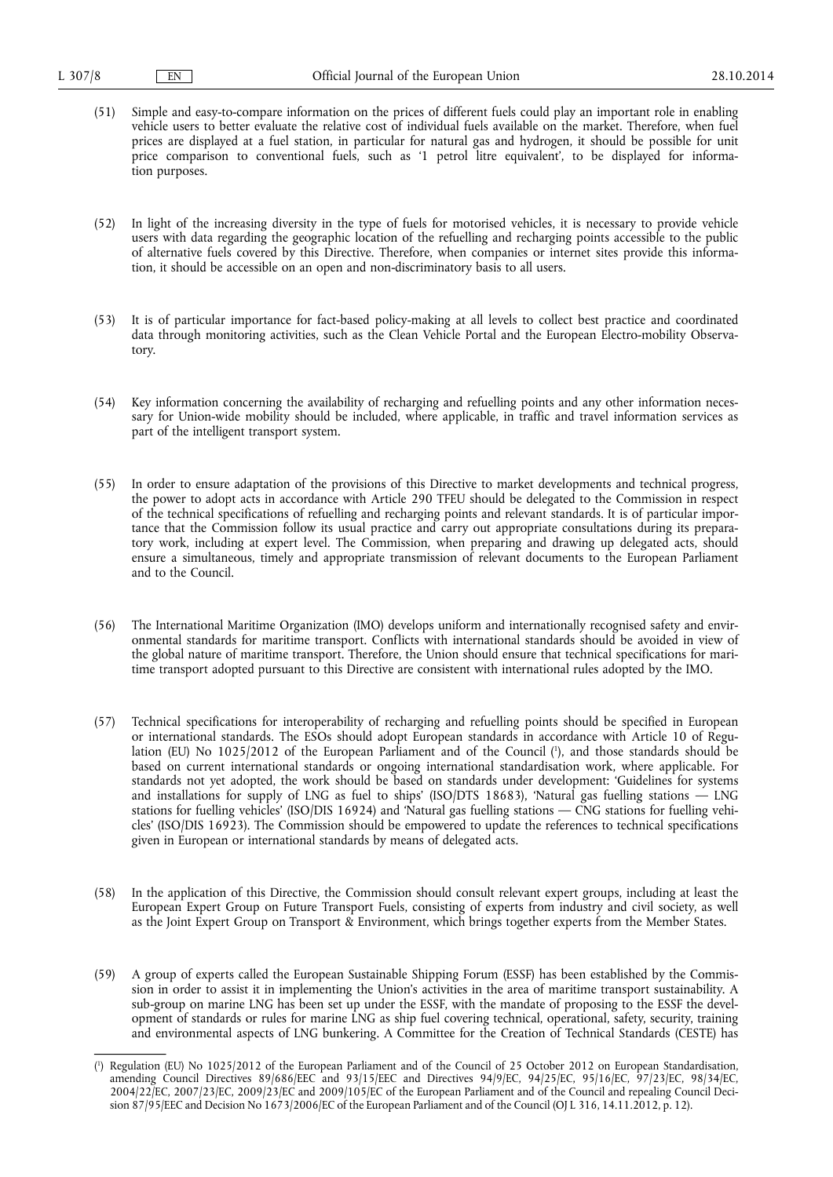(51) Simple and easy-to-compare information on the prices of different fuels could play an important role in enabling vehicle users to better evaluate the relative cost of individual fuels available on the market. Therefore, when fuel prices are displayed at a fuel station, in particular for natural gas and hydrogen, it should be possible for unit price comparison to conventional fuels, such as '1 petrol litre equivalent', to be displayed for information purposes.

(52) In light of the increasing diversity in the type of fuels for motorised vehicles, it is necessary to provide vehicle users with data regarding the geographic location of the refuelling and recharging points accessible to the public of alternative fuels covered by this Directive. Therefore, when companies or internet sites provide this information, it should be accessible on an open and non-discriminatory basis to all users.

(53) It is of particular importance for fact-based policy-making at all levels to collect best practice and coordinated data through monitoring activities, such as the Clean Vehicle Portal and the European Electro-mobility Observatory.

(54) Key information concerning the availability of recharging and refuelling points and any other information necessary for Union-wide mobility should be included, where applicable, in traffic and travel information services as part of the intelligent transport system.

(55) In order to ensure adaptation of the provisions of this Directive to market developments and technical progress, the power to adopt acts in accordance with Article 290 TFEU should be delegated to the Commission in respect of the technical specifications of refuelling and recharging points and relevant standards. It is of particular importance that the Commission follow its usual practice and carry out appropriate consultations during its preparatory work, including at expert level. The Commission, when preparing and drawing up delegated acts, should ensure a simultaneous, timely and appropriate transmission of relevant documents to the European Parliament and to the Council.

(56) The International Maritime Organization (IMO) develops uniform and internationally recognised safety and environmental standards for maritime transport. Conflicts with international standards should be avoided in view of the global nature of maritime transport. Therefore, the Union should ensure that technical specifications for maritime transport adopted pursuant to this Directive are consistent with international rules adopted by the IMO.

(57) Technical specifications for interoperability of recharging and refuelling points should be specified in European or international standards. The ESOs should adopt European standards in accordance with Article 10 of Regulation (EU) No 1025/2012 of the European Parliament and of the Council [1], and those standards should be based on current international standards or ongoing international standardisation work, where applicable. For standards not yet adopted, the work should be based on standards under development: 'Guidelines for systems and installations for supply of LNG as fuel to ships' (ISO/DTS 18683), 'Natural gas fuelling stations — LNG stations for fuelling vehicles' (ISO/DIS 16924) and 'Natural gas fuelling stations — CNG stations for fuelling vehicles' (ISO/DIS 16923). The Commission should be empowered to update the references to technical specifications given in European or international standards by means of delegated acts.

(58) In the application of this Directive, the Commission should consult relevant expert groups, including at least the European Expert Group on Future Transport Fuels, consisting of experts from industry and civil society, as well as the Joint Expert Group on Transport & Environment, which brings together experts from the Member States.

(59) A group of experts called the European Sustainable Shipping Forum (ESSF) has been established by the Commission in order to assist it in implementing the Union's activities in the area of maritime transport sustainability. A sub-group on marine LNG has been set up under the ESSF, with the mandate of proposing to the ESSF the development of standards or rules for marine LNG as ship fuel covering technical, operational, safety, security, training and environmental aspects of LNG bunkering. A Committee for the Creation of Technical Standards (CESTE) has

---

[1] Regulation (EU) No 1025/2012 of the European Parliament and of the Council of 25 October 2012 on European Standardisation, amending Council Directives 89/686/EEC and 93/15/EEC and Directives 94/9/EC, 94/25/EC, 95/16/EC, 97/23/EC, 98/34/EC, 2004/22/EC, 2007/23/EC, 2009/23/EC and 2009/105/EC of the European Parliament and of the Council and repealing Council Decision 87/95/EEC and Decision No 1673/2006/EC of the European Parliament and of the Council (OJ L 316, 14.11.2012, p. 12).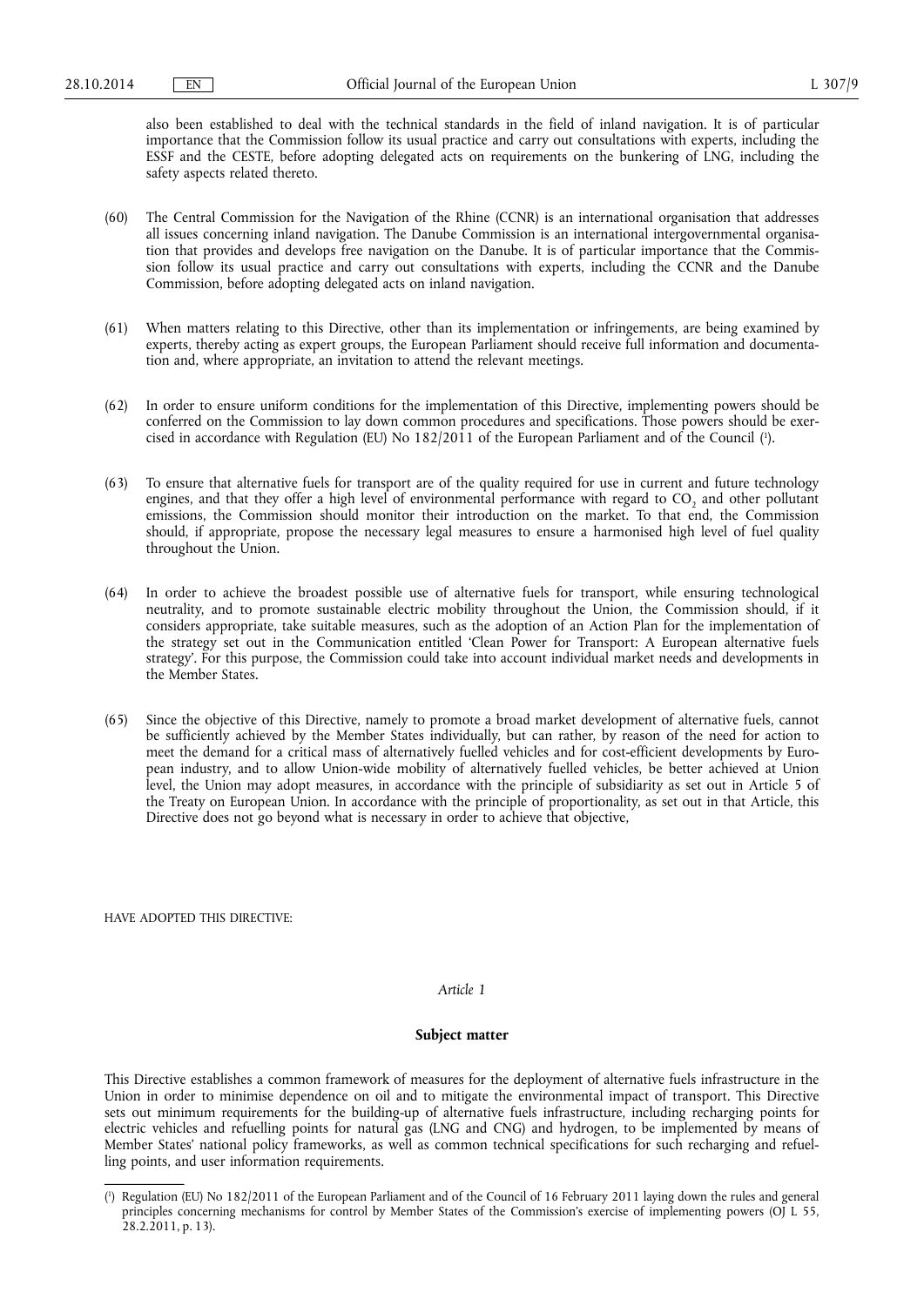also been established to deal with the technical standards in the field of inland navigation. It is of particular importance that the Commission follow its usual practice and carry out consultations with experts, including the ESSF and the CESTE, before adopting delegated acts on requirements on the bunkering of LNG, including the safety aspects related thereto.

(60) The Central Commission for the Navigation of the Rhine (CCNR) is an international organisation that addresses all issues concerning inland navigation. The Danube Commission is an international intergovernmental organisation that provides and develops free navigation on the Danube. It is of particular importance that the Commission follow its usual practice and carry out consultations with experts, including the CCNR and the Danube Commission, before adopting delegated acts on inland navigation.

(61) When matters relating to this Directive, other than its implementation or infringements, are being examined by experts, thereby acting as expert groups, the European Parliament should receive full information and documentation and, where appropriate, an invitation to attend the relevant meetings.

(62) In order to ensure uniform conditions for the implementation of this Directive, implementing powers should be conferred on the Commission to lay down common procedures and specifications. Those powers should be exercised in accordance with Regulation (EU) No 182/2011 of the European Parliament and of the Council [1].

(63) To ensure that alternative fuels for transport are of the quality required for use in current and future technology engines, and that they offer a high level of environmental performance with regard to $CO_2$ and other pollutant emissions, the Commission should monitor their introduction on the market. To that end, the Commission should, if appropriate, propose the necessary legal measures to ensure a harmonised high level of fuel quality throughout the Union.

(64) In order to achieve the broadest possible use of alternative fuels for transport, while ensuring technological neutrality, and to promote sustainable electric mobility throughout the Union, the Commission should, if it considers appropriate, take suitable measures, such as the adoption of an Action Plan for the implementation of the strategy set out in the Communication entitled 'Clean Power for Transport: A European alternative fuels strategy'. For this purpose, the Commission could take into account individual market needs and developments in the Member States.

(65) Since the objective of this Directive, namely to promote a broad market development of alternative fuels, cannot be sufficiently achieved by the Member States individually, but can rather, by reason of the need for action to meet the demand for a critical mass of alternatively fuelled vehicles and for cost-efficient developments by European industry, and to allow Union-wide mobility of alternatively fuelled vehicles, be better achieved at Union level, the Union may adopt measures, in accordance with the principle of subsidiarity as set out in Article 5 of the Treaty on European Union. In accordance with the principle of proportionality, as set out in that Article, this Directive does not go beyond what is necessary in order to achieve that objective,

HAVE ADOPTED THIS DIRECTIVE:

*Article 1*

**Subject matter**

This Directive establishes a common framework of measures for the deployment of alternative fuels infrastructure in the Union in order to minimise dependence on oil and to mitigate the environmental impact of transport. This Directive sets out minimum requirements for the building-up of alternative fuels infrastructure, including recharging points for electric vehicles and refuelling points for natural gas (LNG and CNG) and hydrogen, to be implemented by means of Member States' national policy frameworks, as well as common technical specifications for such recharging and refuelling points, and user information requirements.

[1] Regulation (EU) No 182/2011 of the European Parliament and of the Council of 16 February 2011 laying down the rules and general principles concerning mechanisms for control by Member States of the Commission's exercise of implementing powers (OJ L 55, 28.2.2011, p. 13).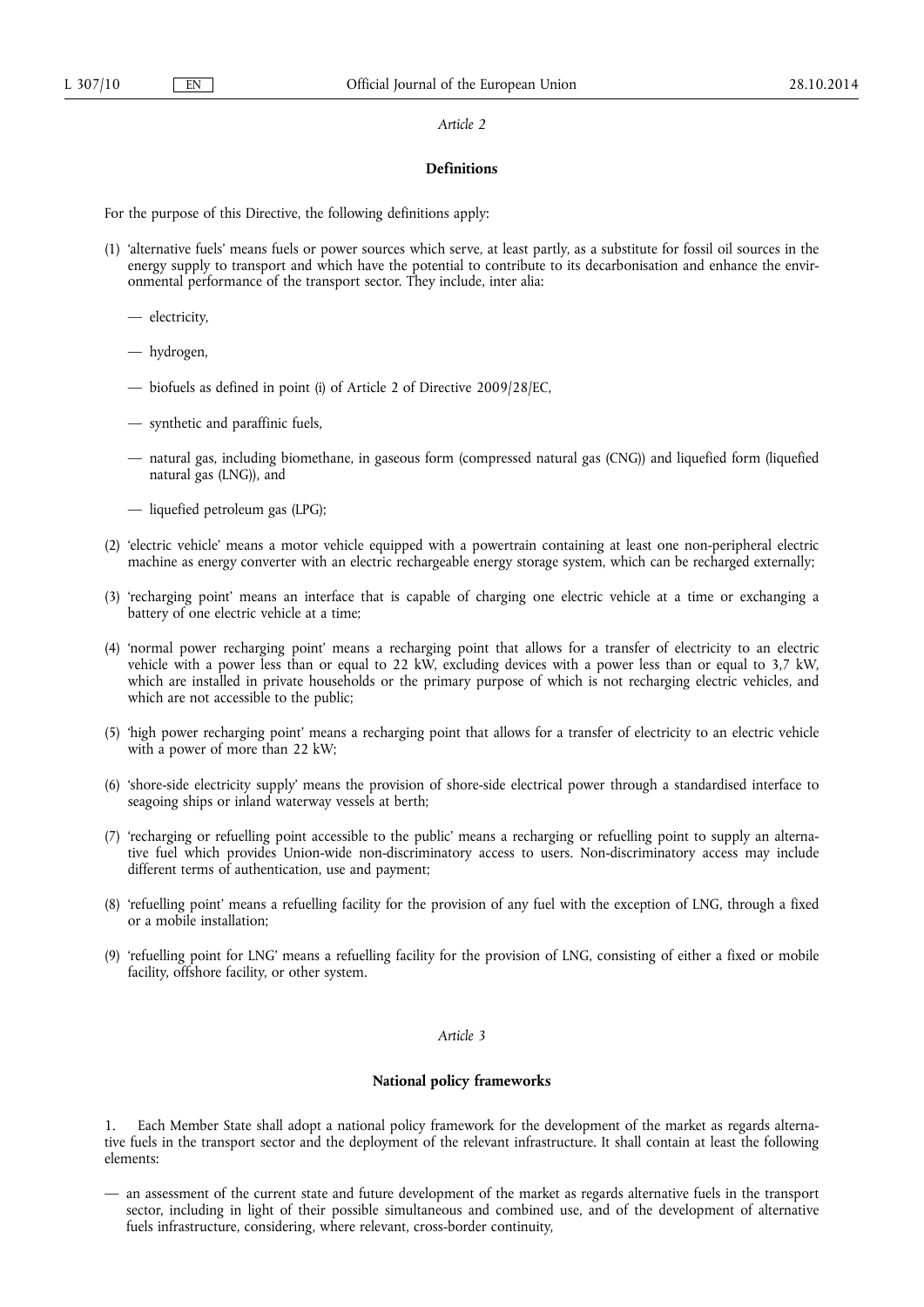*Article 2*

**Definitions**

For the purpose of this Directive, the following definitions apply:

(1) 'alternative fuels' means fuels or power sources which serve, at least partly, as a substitute for fossil oil sources in the energy supply to transport and which have the potential to contribute to its decarbonisation and enhance the environmental performance of the transport sector. They include, inter alia:

— electricity,

— hydrogen,

— biofuels as defined in point (i) of Article 2 of Directive 2009/28/EC,

— synthetic and paraffinic fuels,

— natural gas, including biomethane, in gaseous form (compressed natural gas (CNG)) and liquefied form (liquefied natural gas (LNG)), and

— liquefied petroleum gas (LPG);

(2) 'electric vehicle' means a motor vehicle equipped with a powertrain containing at least one non-peripheral electric machine as energy converter with an electric rechargeable energy storage system, which can be recharged externally;

(3) 'recharging point' means an interface that is capable of charging one electric vehicle at a time or exchanging a battery of one electric vehicle at a time;

(4) 'normal power recharging point' means a recharging point that allows for a transfer of electricity to an electric vehicle with a power less than or equal to 22 kW, excluding devices with a power less than or equal to 3,7 kW, which are installed in private households or the primary purpose of which is not recharging electric vehicles, and which are not accessible to the public;

(5) 'high power recharging point' means a recharging point that allows for a transfer of electricity to an electric vehicle with a power of more than 22 kW;

(6) 'shore-side electricity supply' means the provision of shore-side electrical power through a standardised interface to seagoing ships or inland waterway vessels at berth;

(7) 'recharging or refuelling point accessible to the public' means a recharging or refuelling point to supply an alternative fuel which provides Union-wide non-discriminatory access to users. Non-discriminatory access may include different terms of authentication, use and payment;

(8) 'refuelling point' means a refuelling facility for the provision of any fuel with the exception of LNG, through a fixed or a mobile installation;

(9) 'refuelling point for LNG' means a refuelling facility for the provision of LNG, consisting of either a fixed or mobile facility, offshore facility, or other system.

*Article 3*

**National policy frameworks**

1. Each Member State shall adopt a national policy framework for the development of the market as regards alternative fuels in the transport sector and the deployment of the relevant infrastructure. It shall contain at least the following elements:

— an assessment of the current state and future development of the market as regards alternative fuels in the transport sector, including in light of their possible simultaneous and combined use, and of the development of alternative fuels infrastructure, considering, where relevant, cross-border continuity,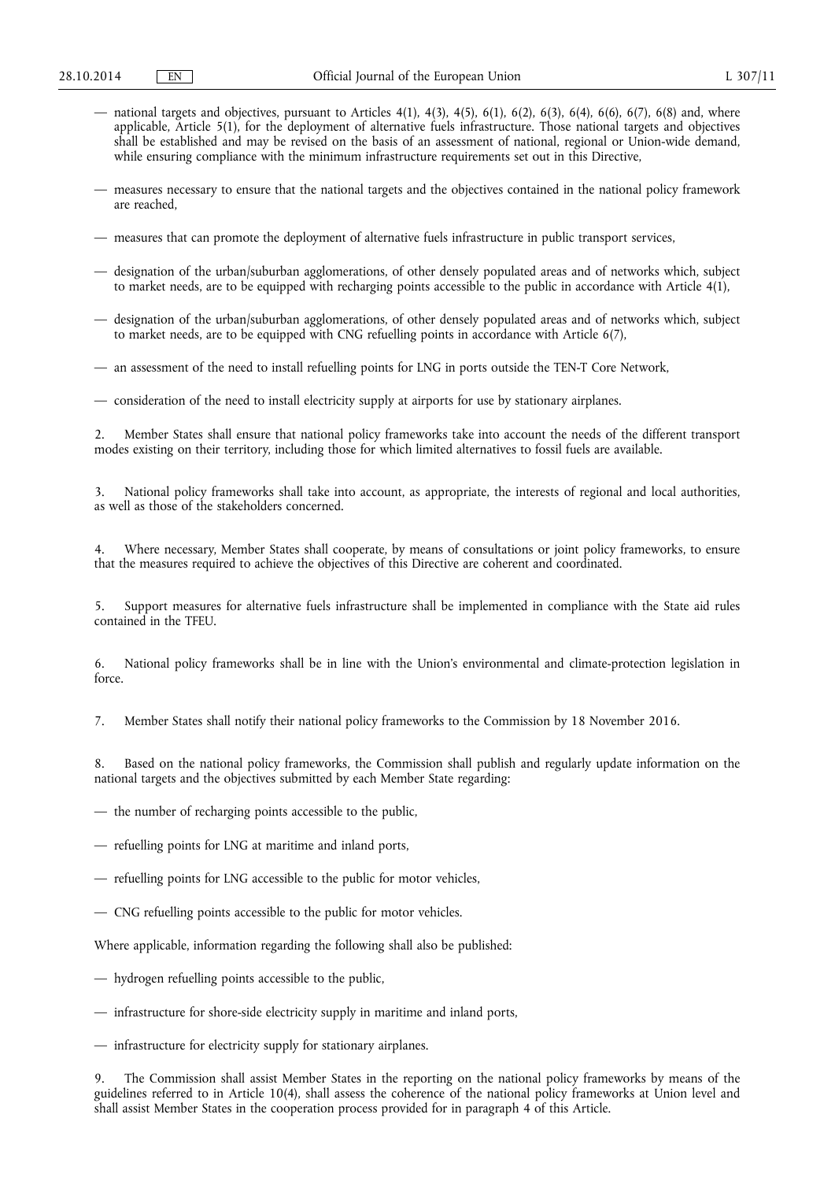— national targets and objectives, pursuant to Articles 4(1), 4(3), 4(5), 6(1), 6(2), 6(3), 6(4), 6(6), 6(7), 6(8) and, where applicable, Article 5(1), for the deployment of alternative fuels infrastructure. Those national targets and objectives shall be established and may be revised on the basis of an assessment of national, regional or Union-wide demand, while ensuring compliance with the minimum infrastructure requirements set out in this Directive,

— measures necessary to ensure that the national targets and the objectives contained in the national policy framework are reached,

— measures that can promote the deployment of alternative fuels infrastructure in public transport services,

— designation of the urban/suburban agglomerations, of other densely populated areas and of networks which, subject to market needs, are to be equipped with recharging points accessible to the public in accordance with Article 4(1),

— designation of the urban/suburban agglomerations, of other densely populated areas and of networks which, subject to market needs, are to be equipped with CNG refuelling points in accordance with Article 6(7),

— an assessment of the need to install refuelling points for LNG in ports outside the TEN-T Core Network,

— consideration of the need to install electricity supply at airports for use by stationary airplanes.

2. Member States shall ensure that national policy frameworks take into account the needs of the different transport modes existing on their territory, including those for which limited alternatives to fossil fuels are available.

3. National policy frameworks shall take into account, as appropriate, the interests of regional and local authorities, as well as those of the stakeholders concerned.

4. Where necessary, Member States shall cooperate, by means of consultations or joint policy frameworks, to ensure that the measures required to achieve the objectives of this Directive are coherent and coordinated.

5. Support measures for alternative fuels infrastructure shall be implemented in compliance with the State aid rules contained in the TFEU.

6. National policy frameworks shall be in line with the Union's environmental and climate-protection legislation in force.

7. Member States shall notify their national policy frameworks to the Commission by 18 November 2016.

8. Based on the national policy frameworks, the Commission shall publish and regularly update information on the national targets and the objectives submitted by each Member State regarding:

— the number of recharging points accessible to the public,

— refuelling points for LNG at maritime and inland ports,

— refuelling points for LNG accessible to the public for motor vehicles,

— CNG refuelling points accessible to the public for motor vehicles.

Where applicable, information regarding the following shall also be published:

— hydrogen refuelling points accessible to the public,

— infrastructure for shore-side electricity supply in maritime and inland ports,

— infrastructure for electricity supply for stationary airplanes.

9. The Commission shall assist Member States in the reporting on the national policy frameworks by means of the guidelines referred to in Article 10(4), shall assess the coherence of the national policy frameworks at Union level and shall assist Member States in the cooperation process provided for in paragraph 4 of this Article.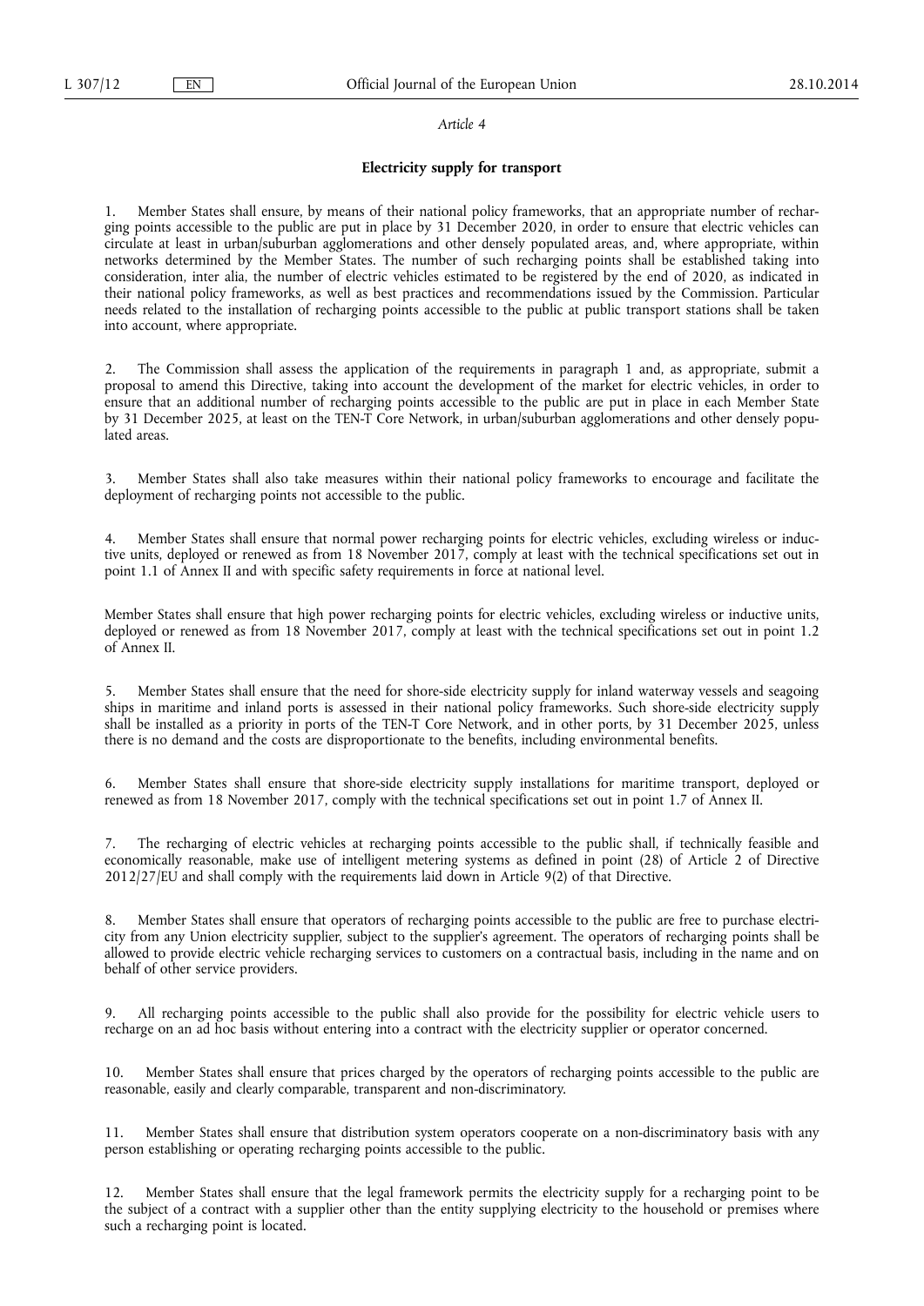*Article 4*

**Electricity supply for transport**

1. Member States shall ensure, by means of their national policy frameworks, that an appropriate number of recharging points accessible to the public are put in place by 31 December 2020, in order to ensure that electric vehicles can circulate at least in urban/suburban agglomerations and other densely populated areas, and, where appropriate, within networks determined by the Member States. The number of such recharging points shall be established taking into consideration, inter alia, the number of electric vehicles estimated to be registered by the end of 2020, as indicated in their national policy frameworks, as well as best practices and recommendations issued by the Commission. Particular needs related to the installation of recharging points accessible to the public at public transport stations shall be taken into account, where appropriate.

2. The Commission shall assess the application of the requirements in paragraph 1 and, as appropriate, submit a proposal to amend this Directive, taking into account the development of the market for electric vehicles, in order to ensure that an additional number of recharging points accessible to the public are put in place in each Member State by 31 December 2025, at least on the TEN-T Core Network, in urban/suburban agglomerations and other densely populated areas.

3. Member States shall also take measures within their national policy frameworks to encourage and facilitate the deployment of recharging points not accessible to the public.

4. Member States shall ensure that normal power recharging points for electric vehicles, excluding wireless or inductive units, deployed or renewed as from 18 November 2017, comply at least with the technical specifications set out in point 1.1 of Annex II and with specific safety requirements in force at national level.

Member States shall ensure that high power recharging points for electric vehicles, excluding wireless or inductive units, deployed or renewed as from 18 November 2017, comply at least with the technical specifications set out in point 1.2 of Annex II.

5. Member States shall ensure that the need for shore-side electricity supply for inland waterway vessels and seagoing ships in maritime and inland ports is assessed in their national policy frameworks. Such shore-side electricity supply shall be installed as a priority in ports of the TEN-T Core Network, and in other ports, by 31 December 2025, unless there is no demand and the costs are disproportionate to the benefits, including environmental benefits.

6. Member States shall ensure that shore-side electricity supply installations for maritime transport, deployed or renewed as from 18 November 2017, comply with the technical specifications set out in point 1.7 of Annex II.

7. The recharging of electric vehicles at recharging points accessible to the public shall, if technically feasible and economically reasonable, make use of intelligent metering systems as defined in point (28) of Article 2 of Directive 2012/27/EU and shall comply with the requirements laid down in Article 9(2) of that Directive.

8. Member States shall ensure that operators of recharging points accessible to the public are free to purchase electricity from any Union electricity supplier, subject to the supplier's agreement. The operators of recharging points shall be allowed to provide electric vehicle recharging services to customers on a contractual basis, including in the name and on behalf of other service providers.

9. All recharging points accessible to the public shall also provide for the possibility for electric vehicle users to recharge on an ad hoc basis without entering into a contract with the electricity supplier or operator concerned.

10. Member States shall ensure that prices charged by the operators of recharging points accessible to the public are reasonable, easily and clearly comparable, transparent and non-discriminatory.

11. Member States shall ensure that distribution system operators cooperate on a non-discriminatory basis with any person establishing or operating recharging points accessible to the public.

12. Member States shall ensure that the legal framework permits the electricity supply for a recharging point to be the subject of a contract with a supplier other than the entity supplying electricity to the household or premises where such a recharging point is located.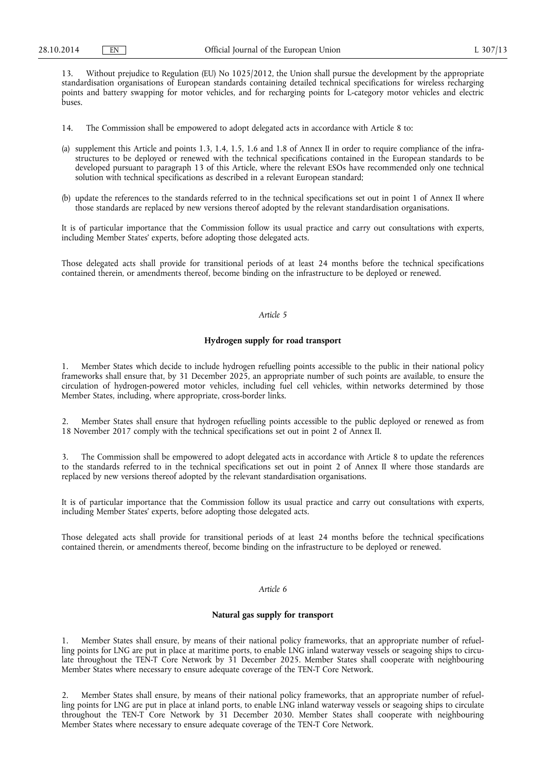13. Without prejudice to Regulation (EU) No 1025/2012, the Union shall pursue the development by the appropriate standardisation organisations of European standards containing detailed technical specifications for wireless recharging points and battery swapping for motor vehicles, and for recharging points for L-category motor vehicles and electric buses.

14. The Commission shall be empowered to adopt delegated acts in accordance with Article 8 to:

(a) supplement this Article and points 1.3, 1.4, 1.5, 1.6 and 1.8 of Annex II in order to require compliance of the infrastructures to be deployed or renewed with the technical specifications contained in the European standards to be developed pursuant to paragraph 13 of this Article, where the relevant ESOs have recommended only one technical solution with technical specifications as described in a relevant European standard;

(b) update the references to the standards referred to in the technical specifications set out in point 1 of Annex II where those standards are replaced by new versions thereof adopted by the relevant standardisation organisations.

It is of particular importance that the Commission follow its usual practice and carry out consultations with experts, including Member States' experts, before adopting those delegated acts.

Those delegated acts shall provide for transitional periods of at least 24 months before the technical specifications contained therein, or amendments thereof, become binding on the infrastructure to be deployed or renewed.

*Article 5*

**Hydrogen supply for road transport**

1. Member States which decide to include hydrogen refuelling points accessible to the public in their national policy frameworks shall ensure that, by 31 December 2025, an appropriate number of such points are available, to ensure the circulation of hydrogen-powered motor vehicles, including fuel cell vehicles, within networks determined by those Member States, including, where appropriate, cross-border links.

2. Member States shall ensure that hydrogen refuelling points accessible to the public deployed or renewed as from 18 November 2017 comply with the technical specifications set out in point 2 of Annex II.

3. The Commission shall be empowered to adopt delegated acts in accordance with Article 8 to update the references to the standards referred to in the technical specifications set out in point 2 of Annex II where those standards are replaced by new versions thereof adopted by the relevant standardisation organisations.

It is of particular importance that the Commission follow its usual practice and carry out consultations with experts, including Member States' experts, before adopting those delegated acts.

Those delegated acts shall provide for transitional periods of at least 24 months before the technical specifications contained therein, or amendments thereof, become binding on the infrastructure to be deployed or renewed.

*Article 6*

**Natural gas supply for transport**

1. Member States shall ensure, by means of their national policy frameworks, that an appropriate number of refuelling points for LNG are put in place at maritime ports, to enable LNG inland waterway vessels or seagoing ships to circulate throughout the TEN-T Core Network by 31 December 2025. Member States shall cooperate with neighbouring Member States where necessary to ensure adequate coverage of the TEN-T Core Network.

2. Member States shall ensure, by means of their national policy frameworks, that an appropriate number of refuelling points for LNG are put in place at inland ports, to enable LNG inland waterway vessels or seagoing ships to circulate throughout the TEN-T Core Network by 31 December 2030. Member States shall cooperate with neighbouring Member States where necessary to ensure adequate coverage of the TEN-T Core Network.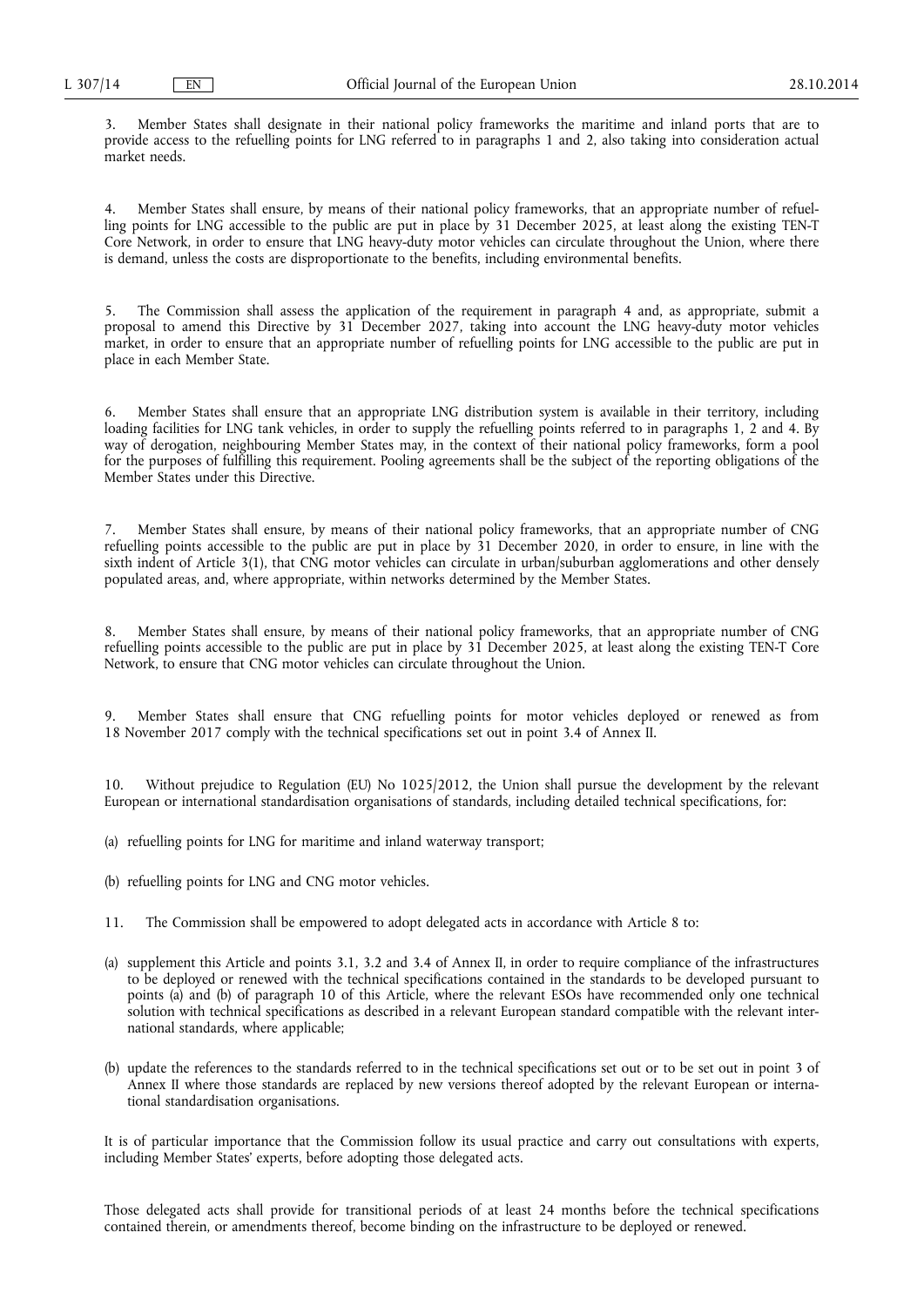3. Member States shall designate in their national policy frameworks the maritime and inland ports that are to provide access to the refuelling points for LNG referred to in paragraphs 1 and 2, also taking into consideration actual market needs.

4. Member States shall ensure, by means of their national policy frameworks, that an appropriate number of refuelling points for LNG accessible to the public are put in place by 31 December 2025, at least along the existing TEN-T Core Network, in order to ensure that LNG heavy-duty motor vehicles can circulate throughout the Union, where there is demand, unless the costs are disproportionate to the benefits, including environmental benefits.

5. The Commission shall assess the application of the requirement in paragraph 4 and, as appropriate, submit a proposal to amend this Directive by 31 December 2027, taking into account the LNG heavy-duty motor vehicles market, in order to ensure that an appropriate number of refuelling points for LNG accessible to the public are put in place in each Member State.

6. Member States shall ensure that an appropriate LNG distribution system is available in their territory, including loading facilities for LNG tank vehicles, in order to supply the refuelling points referred to in paragraphs 1, 2 and 4. By way of derogation, neighbouring Member States may, in the context of their national policy frameworks, form a pool for the purposes of fulfilling this requirement. Pooling agreements shall be the subject of the reporting obligations of the Member States under this Directive.

7. Member States shall ensure, by means of their national policy frameworks, that an appropriate number of CNG refuelling points accessible to the public are put in place by 31 December 2020, in order to ensure, in line with the sixth indent of Article 3(1), that CNG motor vehicles can circulate in urban/suburban agglomerations and other densely populated areas, and, where appropriate, within networks determined by the Member States.

8. Member States shall ensure, by means of their national policy frameworks, that an appropriate number of CNG refuelling points accessible to the public are put in place by 31 December 2025, at least along the existing TEN-T Core Network, to ensure that CNG motor vehicles can circulate throughout the Union.

9. Member States shall ensure that CNG refuelling points for motor vehicles deployed or renewed as from 18 November 2017 comply with the technical specifications set out in point 3.4 of Annex II.

10. Without prejudice to Regulation (EU) No 1025/2012, the Union shall pursue the development by the relevant European or international standardisation organisations of standards, including detailed technical specifications, for:

(a) refuelling points for LNG for maritime and inland waterway transport;

(b) refuelling points for LNG and CNG motor vehicles.

11. The Commission shall be empowered to adopt delegated acts in accordance with Article 8 to:

(a) supplement this Article and points 3.1, 3.2 and 3.4 of Annex II, in order to require compliance of the infrastructures to be deployed or renewed with the technical specifications contained in the standards to be developed pursuant to points (a) and (b) of paragraph 10 of this Article, where the relevant ESOs have recommended only one technical solution with technical specifications as described in a relevant European standard compatible with the relevant international standards, where applicable;

(b) update the references to the standards referred to in the technical specifications set out or to be set out in point 3 of Annex II where those standards are replaced by new versions thereof adopted by the relevant European or international standardisation organisations.

It is of particular importance that the Commission follow its usual practice and carry out consultations with experts, including Member States' experts, before adopting those delegated acts.

Those delegated acts shall provide for transitional periods of at least 24 months before the technical specifications contained therein, or amendments thereof, become binding on the infrastructure to be deployed or renewed.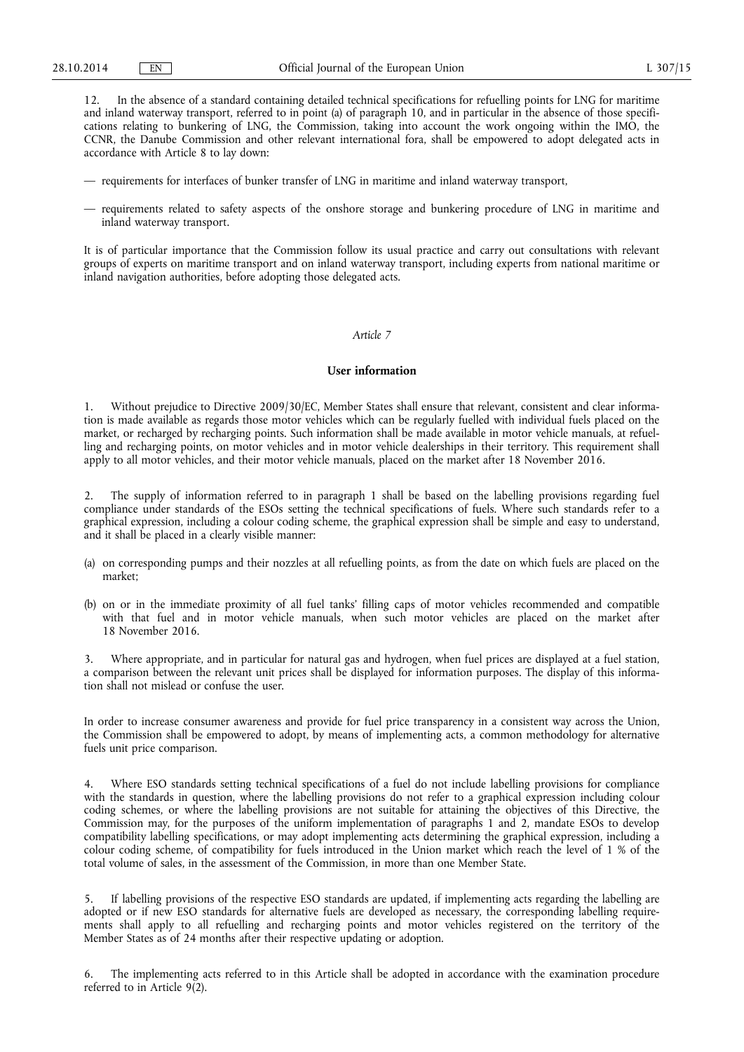12. In the absence of a standard containing detailed technical specifications for refuelling points for LNG for maritime and inland waterway transport, referred to in point (a) of paragraph 10, and in particular in the absence of those specifications relating to bunkering of LNG, the Commission, taking into account the work ongoing within the IMO, the CCNR, the Danube Commission and other relevant international fora, shall be empowered to adopt delegated acts in accordance with Article 8 to lay down:

— requirements for interfaces of bunker transfer of LNG in maritime and inland waterway transport,

— requirements related to safety aspects of the onshore storage and bunkering procedure of LNG in maritime and inland waterway transport.

It is of particular importance that the Commission follow its usual practice and carry out consultations with relevant groups of experts on maritime transport and on inland waterway transport, including experts from national maritime or inland navigation authorities, before adopting those delegated acts.

*Article 7*

**User information**

1. Without prejudice to Directive 2009/30/EC, Member States shall ensure that relevant, consistent and clear information is made available as regards those motor vehicles which can be regularly fuelled with individual fuels placed on the market, or recharged by recharging points. Such information shall be made available in motor vehicle manuals, at refuelling and recharging points, on motor vehicles and in motor vehicle dealerships in their territory. This requirement shall apply to all motor vehicles, and their motor vehicle manuals, placed on the market after 18 November 2016.

2. The supply of information referred to in paragraph 1 shall be based on the labelling provisions regarding fuel compliance under standards of the ESOs setting the technical specifications of fuels. Where such standards refer to a graphical expression, including a colour coding scheme, the graphical expression shall be simple and easy to understand, and it shall be placed in a clearly visible manner:

(a) on corresponding pumps and their nozzles at all refuelling points, as from the date on which fuels are placed on the market;

(b) on or in the immediate proximity of all fuel tanks' filling caps of motor vehicles recommended and compatible with that fuel and in motor vehicle manuals, when such motor vehicles are placed on the market after 18 November 2016.

3. Where appropriate, and in particular for natural gas and hydrogen, when fuel prices are displayed at a fuel station, a comparison between the relevant unit prices shall be displayed for information purposes. The display of this information shall not mislead or confuse the user.

In order to increase consumer awareness and provide for fuel price transparency in a consistent way across the Union, the Commission shall be empowered to adopt, by means of implementing acts, a common methodology for alternative fuels unit price comparison.

4. Where ESO standards setting technical specifications of a fuel do not include labelling provisions for compliance with the standards in question, where the labelling provisions do not refer to a graphical expression including colour coding schemes, or where the labelling provisions are not suitable for attaining the objectives of this Directive, the Commission may, for the purposes of the uniform implementation of paragraphs 1 and 2, mandate ESOs to develop compatibility labelling specifications, or may adopt implementing acts determining the graphical expression, including a colour coding scheme, of compatibility for fuels introduced in the Union market which reach the level of 1 % of the total volume of sales, in the assessment of the Commission, in more than one Member State.

5. If labelling provisions of the respective ESO standards are updated, if implementing acts regarding the labelling are adopted or if new ESO standards for alternative fuels are developed as necessary, the corresponding labelling requirements shall apply to all refuelling and recharging points and motor vehicles registered on the territory of the Member States as of 24 months after their respective updating or adoption.

6. The implementing acts referred to in this Article shall be adopted in accordance with the examination procedure referred to in Article 9(2).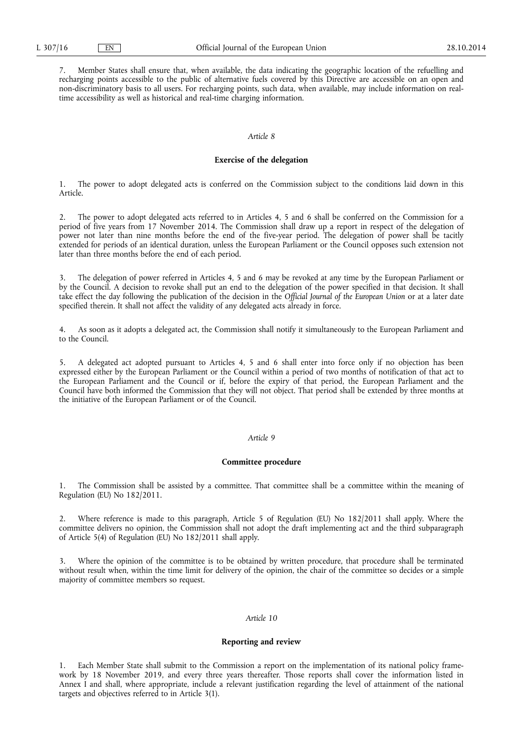7. Member States shall ensure that, when available, the data indicating the geographic location of the refuelling and recharging points accessible to the public of alternative fuels covered by this Directive are accessible on an open and non-discriminatory basis to all users. For recharging points, such data, when available, may include information on real-time accessibility as well as historical and real-time charging information.

*Article 8*

**Exercise of the delegation**

1. The power to adopt delegated acts is conferred on the Commission subject to the conditions laid down in this Article.

2. The power to adopt delegated acts referred to in Articles 4, 5 and 6 shall be conferred on the Commission for a period of five years from 17 November 2014. The Commission shall draw up a report in respect of the delegation of power not later than nine months before the end of the five-year period. The delegation of power shall be tacitly extended for periods of an identical duration, unless the European Parliament or the Council opposes such extension not later than three months before the end of each period.

3. The delegation of power referred in Articles 4, 5 and 6 may be revoked at any time by the European Parliament or by the Council. A decision to revoke shall put an end to the delegation of the power specified in that decision. It shall take effect the day following the publication of the decision in the *Official Journal of the European Union* or at a later date specified therein. It shall not affect the validity of any delegated acts already in force.

4. As soon as it adopts a delegated act, the Commission shall notify it simultaneously to the European Parliament and to the Council.

5. A delegated act adopted pursuant to Articles 4, 5 and 6 shall enter into force only if no objection has been expressed either by the European Parliament or the Council within a period of two months of notification of that act to the European Parliament and the Council or if, before the expiry of that period, the European Parliament and the Council have both informed the Commission that they will not object. That period shall be extended by three months at the initiative of the European Parliament or of the Council.

*Article 9*

**Committee procedure**

1. The Commission shall be assisted by a committee. That committee shall be a committee within the meaning of Regulation (EU) No 182/2011.

2. Where reference is made to this paragraph, Article 5 of Regulation (EU) No 182/2011 shall apply. Where the committee delivers no opinion, the Commission shall not adopt the draft implementing act and the third subparagraph of Article 5(4) of Regulation (EU) No 182/2011 shall apply.

3. Where the opinion of the committee is to be obtained by written procedure, that procedure shall be terminated without result when, within the time limit for delivery of the opinion, the chair of the committee so decides or a simple majority of committee members so request.

*Article 10*

**Reporting and review**

1. Each Member State shall submit to the Commission a report on the implementation of its national policy framework by 18 November 2019, and every three years thereafter. Those reports shall cover the information listed in Annex I and shall, where appropriate, include a relevant justification regarding the level of attainment of the national targets and objectives referred to in Article 3(1).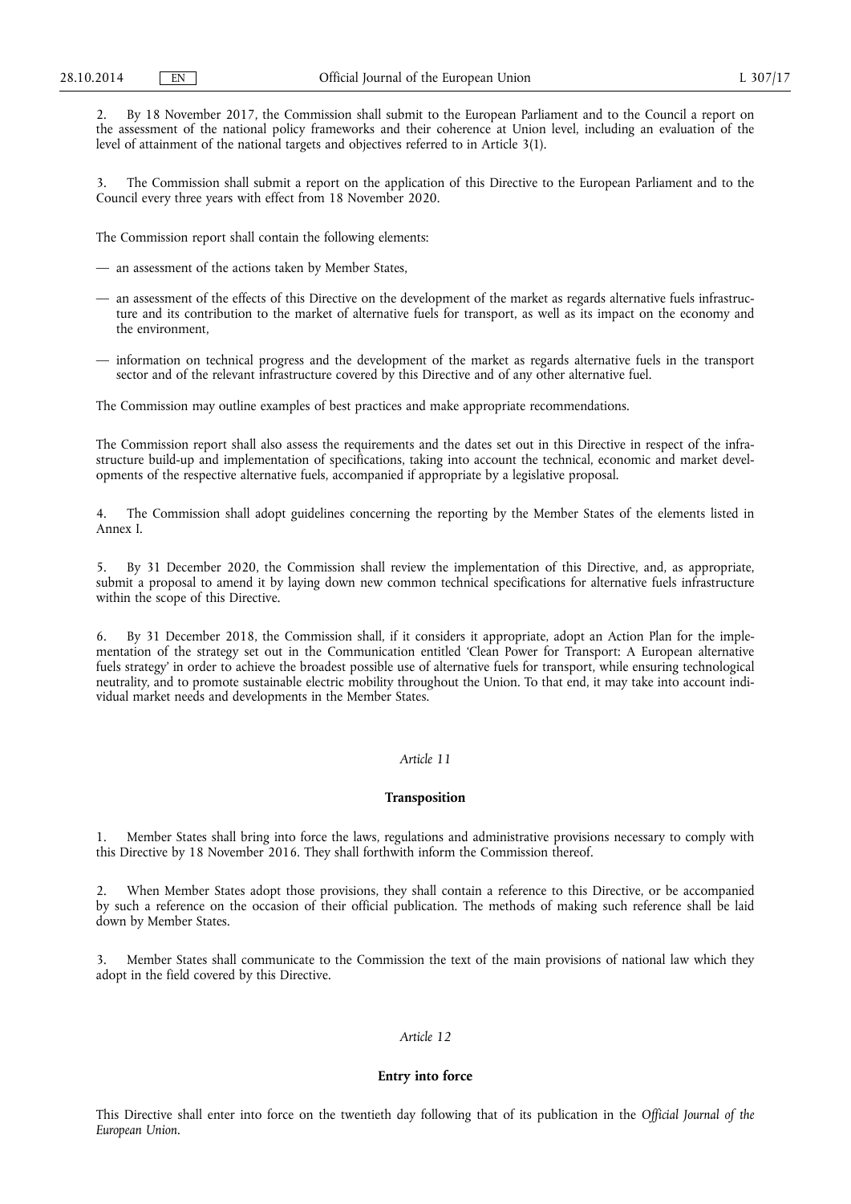2. By 18 November 2017, the Commission shall submit to the European Parliament and to the Council a report on the assessment of the national policy frameworks and their coherence at Union level, including an evaluation of the level of attainment of the national targets and objectives referred to in Article 3(1).

3. The Commission shall submit a report on the application of this Directive to the European Parliament and to the Council every three years with effect from 18 November 2020.

The Commission report shall contain the following elements:

— an assessment of the actions taken by Member States,

— an assessment of the effects of this Directive on the development of the market as regards alternative fuels infrastructure and its contribution to the market of alternative fuels for transport, as well as its impact on the economy and the environment,

— information on technical progress and the development of the market as regards alternative fuels in the transport sector and of the relevant infrastructure covered by this Directive and of any other alternative fuel.

The Commission may outline examples of best practices and make appropriate recommendations.

The Commission report shall also assess the requirements and the dates set out in this Directive in respect of the infrastructure build-up and implementation of specifications, taking into account the technical, economic and market developments of the respective alternative fuels, accompanied if appropriate by a legislative proposal.

4. The Commission shall adopt guidelines concerning the reporting by the Member States of the elements listed in Annex I.

5. By 31 December 2020, the Commission shall review the implementation of this Directive, and, as appropriate, submit a proposal to amend it by laying down new common technical specifications for alternative fuels infrastructure within the scope of this Directive.

6. By 31 December 2018, the Commission shall, if it considers it appropriate, adopt an Action Plan for the implementation of the strategy set out in the Communication entitled 'Clean Power for Transport: A European alternative fuels strategy' in order to achieve the broadest possible use of alternative fuels for transport, while ensuring technological neutrality, and to promote sustainable electric mobility throughout the Union. To that end, it may take into account individual market needs and developments in the Member States.

*Article 11*

**Transposition**

1. Member States shall bring into force the laws, regulations and administrative provisions necessary to comply with this Directive by 18 November 2016. They shall forthwith inform the Commission thereof.

2. When Member States adopt those provisions, they shall contain a reference to this Directive, or be accompanied by such a reference on the occasion of their official publication. The methods of making such reference shall be laid down by Member States.

3. Member States shall communicate to the Commission the text of the main provisions of national law which they adopt in the field covered by this Directive.

*Article 12*

**Entry into force**

This Directive shall enter into force on the twentieth day following that of its publication in the *Official Journal of the European Union*.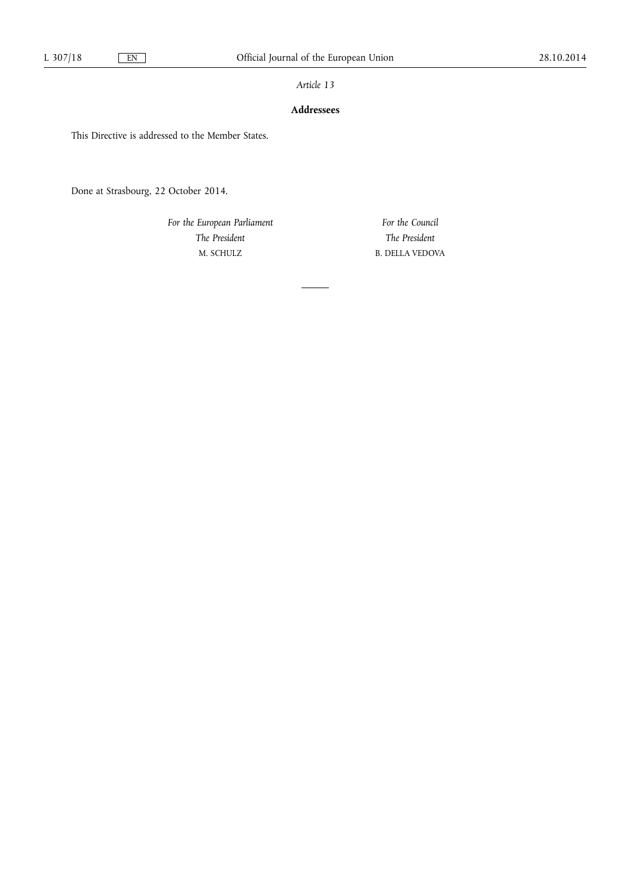*Article 13*

**Addressees**

This Directive is addressed to the Member States.

Done at Strasbourg, 22 October 2014.

*For the European Parliament*
*The President*
M. SCHULZ

*For the Council*
*The President*
B. DELLA VEDOVA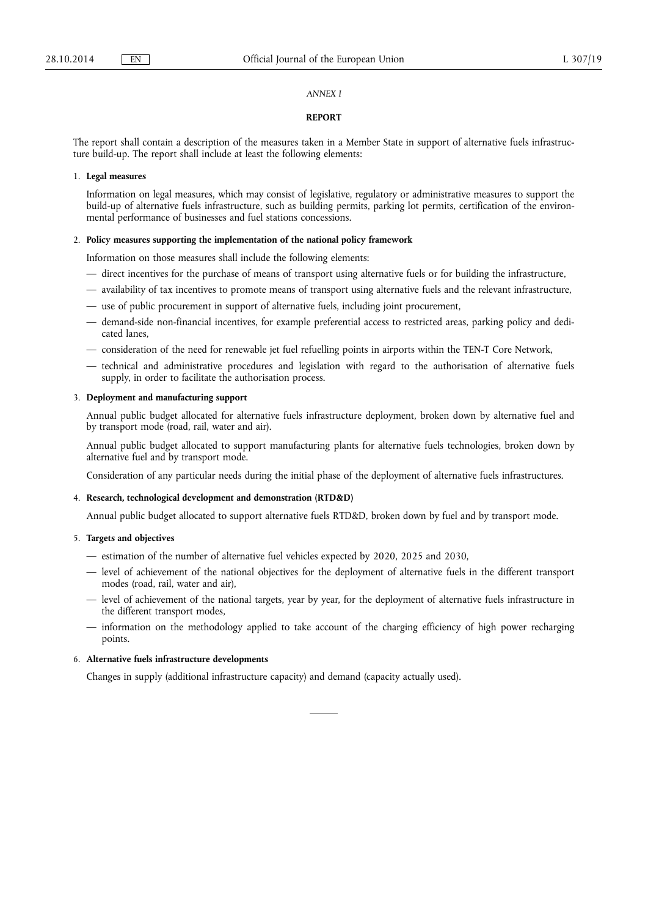*ANNEX I*

**REPORT**

The report shall contain a description of the measures taken in a Member State in support of alternative fuels infrastructure build-up. The report shall include at least the following elements:

1. **Legal measures**

   Information on legal measures, which may consist of legislative, regulatory or administrative measures to support the build-up of alternative fuels infrastructure, such as building permits, parking lot permits, certification of the environmental performance of businesses and fuel stations concessions.

2. **Policy measures supporting the implementation of the national policy framework**

   Information on those measures shall include the following elements:

   — direct incentives for the purchase of means of transport using alternative fuels or for building the infrastructure,

   — availability of tax incentives to promote means of transport using alternative fuels and the relevant infrastructure,

   — use of public procurement in support of alternative fuels, including joint procurement,

   — demand-side non-financial incentives, for example preferential access to restricted areas, parking policy and dedicated lanes,

   — consideration of the need for renewable jet fuel refuelling points in airports within the TEN-T Core Network,

   — technical and administrative procedures and legislation with regard to the authorisation of alternative fuels supply, in order to facilitate the authorisation process.

3. **Deployment and manufacturing support**

   Annual public budget allocated for alternative fuels infrastructure deployment, broken down by alternative fuel and by transport mode (road, rail, water and air).

   Annual public budget allocated to support manufacturing plants for alternative fuels technologies, broken down by alternative fuel and by transport mode.

   Consideration of any particular needs during the initial phase of the deployment of alternative fuels infrastructures.

4. **Research, technological development and demonstration (RTD&D)**

   Annual public budget allocated to support alternative fuels RTD&D, broken down by fuel and by transport mode.

5. **Targets and objectives**

   — estimation of the number of alternative fuel vehicles expected by 2020, 2025 and 2030,

   — level of achievement of the national objectives for the deployment of alternative fuels in the different transport modes (road, rail, water and air),

   — level of achievement of the national targets, year by year, for the deployment of alternative fuels infrastructure in the different transport modes,

   — information on the methodology applied to take account of the charging efficiency of high power recharging points.

6. **Alternative fuels infrastructure developments**

   Changes in supply (additional infrastructure capacity) and demand (capacity actually used).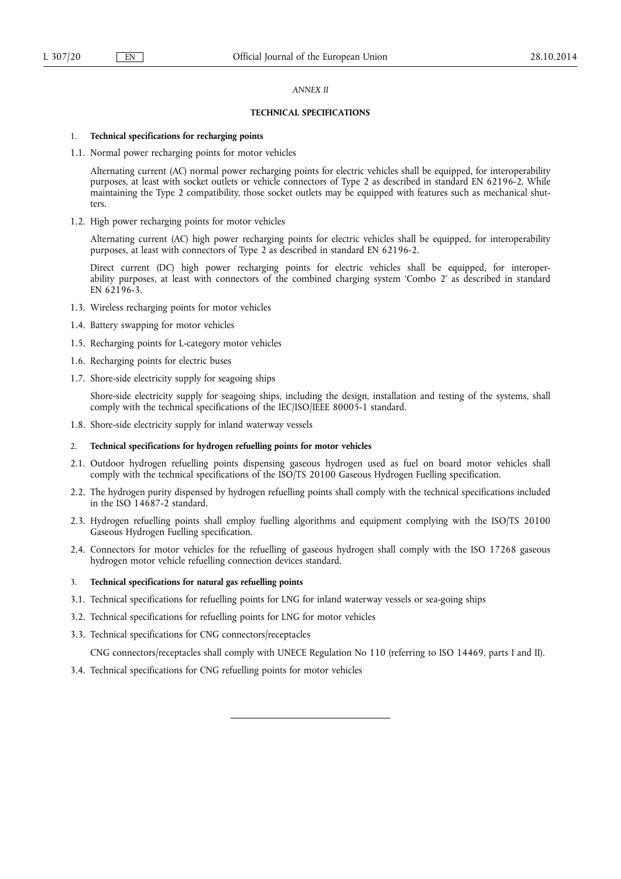*ANNEX II*

**TECHNICAL SPECIFICATIONS**

1. **Technical specifications for recharging points**

1.1. Normal power recharging points for motor vehicles

Alternating current (AC) normal power recharging points for electric vehicles shall be equipped, for interoperability purposes, at least with socket outlets or vehicle connectors of Type 2 as described in standard EN 62196-2. While maintaining the Type 2 compatibility, those socket outlets may be equipped with features such as mechanical shutters.

1.2. High power recharging points for motor vehicles

Alternating current (AC) high power recharging points for electric vehicles shall be equipped, for interoperability purposes, at least with connectors of Type 2 as described in standard EN 62196-2.

Direct current (DC) high power recharging points for electric vehicles shall be equipped, for interoperability purposes, at least with connectors of the combined charging system 'Combo 2' as described in standard EN 62196-3.

1.3. Wireless recharging points for motor vehicles

1.4. Battery swapping for motor vehicles

1.5. Recharging points for L-category motor vehicles

1.6. Recharging points for electric buses

1.7. Shore-side electricity supply for seagoing ships

Shore-side electricity supply for seagoing ships, including the design, installation and testing of the systems, shall comply with the technical specifications of the IEC/ISO/IEEE 80005-1 standard.

1.8. Shore-side electricity supply for inland waterway vessels

2. **Technical specifications for hydrogen refuelling points for motor vehicles**

2.1. Outdoor hydrogen refuelling points dispensing gaseous hydrogen used as fuel on board motor vehicles shall comply with the technical specifications of the ISO/TS 20100 Gaseous Hydrogen Fuelling specification.

2.2. The hydrogen purity dispensed by hydrogen refuelling points shall comply with the technical specifications included in the ISO 14687-2 standard.

2.3. Hydrogen refuelling points shall employ fuelling algorithms and equipment complying with the ISO/TS 20100 Gaseous Hydrogen Fuelling specification.

2.4. Connectors for motor vehicles for the refuelling of gaseous hydrogen shall comply with the ISO 17268 gaseous hydrogen motor vehicle refuelling connection devices standard.

3. **Technical specifications for natural gas refuelling points**

3.1. Technical specifications for refuelling points for LNG for inland waterway vessels or sea-going ships

3.2. Technical specifications for refuelling points for LNG for motor vehicles

3.3. Technical specifications for CNG connectors/receptacles

CNG connectors/receptacles shall comply with UNECE Regulation No 110 (referring to ISO 14469, parts I and II).

3.4. Technical specifications for CNG refuelling points for motor vehicles